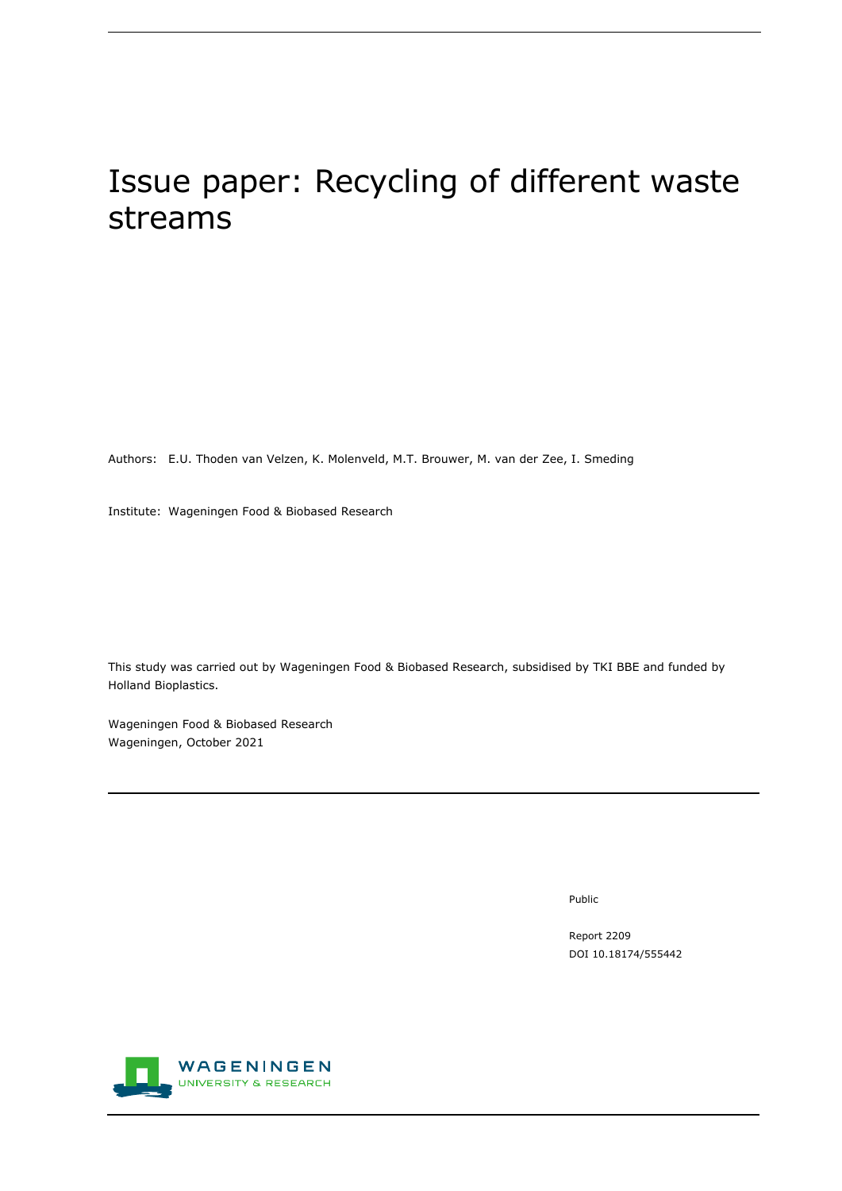# Issue paper: Recycling of different waste streams

Authors: E.U. Thoden van Velzen, K. Molenveld, M.T. Brouwer, M. van der Zee, I. Smeding

Institute: Wageningen Food & Biobased Research

This study was carried out by Wageningen Food & Biobased Research, subsidised by TKI BBE and funded by Holland Bioplastics.

Wageningen Food & Biobased Research
Wageningen, October 2021

Public

Report 2209
DOI 10.18174/555442

WAGENINGEN UNIVERSITY & RESEARCH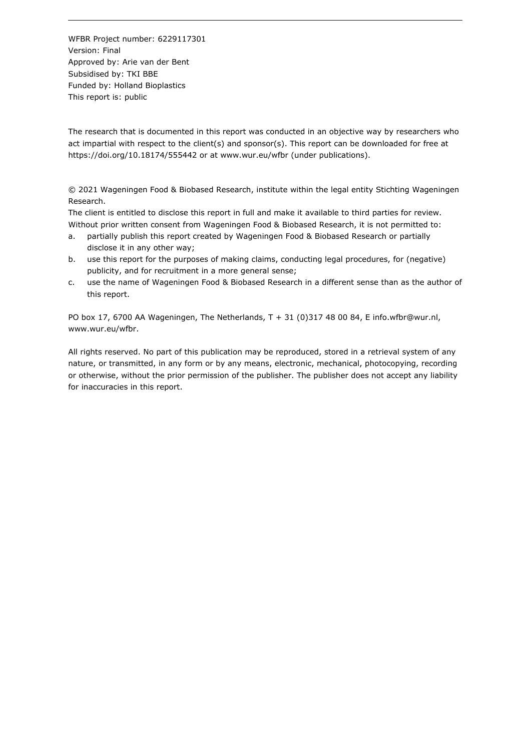WFBR Project number: 6229117301
Version: Final
Approved by: Arie van der Bent
Subsidised by: TKI BBE
Funded by: Holland Bioplastics
This report is: public

The research that is documented in this report was conducted in an objective way by researchers who act impartial with respect to the client(s) and sponsor(s). This report can be downloaded for free at https://doi.org/10.18174/555442 or at www.wur.eu/wfbr (under publications).

© 2021 Wageningen Food & Biobased Research, institute within the legal entity Stichting Wageningen Research.
The client is entitled to disclose this report in full and make it available to third parties for review. Without prior written consent from Wageningen Food & Biobased Research, it is not permitted to:

a. partially publish this report created by Wageningen Food & Biobased Research or partially disclose it in any other way;
b. use this report for the purposes of making claims, conducting legal procedures, for (negative) publicity, and for recruitment in a more general sense;
c. use the name of Wageningen Food & Biobased Research in a different sense than as the author of this report.

PO box 17, 6700 AA Wageningen, The Netherlands, T + 31 (0)317 48 00 84, E info.wfbr@wur.nl, www.wur.eu/wfbr.

All rights reserved. No part of this publication may be reproduced, stored in a retrieval system of any nature, or transmitted, in any form or by any means, electronic, mechanical, photocopying, recording or otherwise, without the prior permission of the publisher. The publisher does not accept any liability for inaccuracies in this report.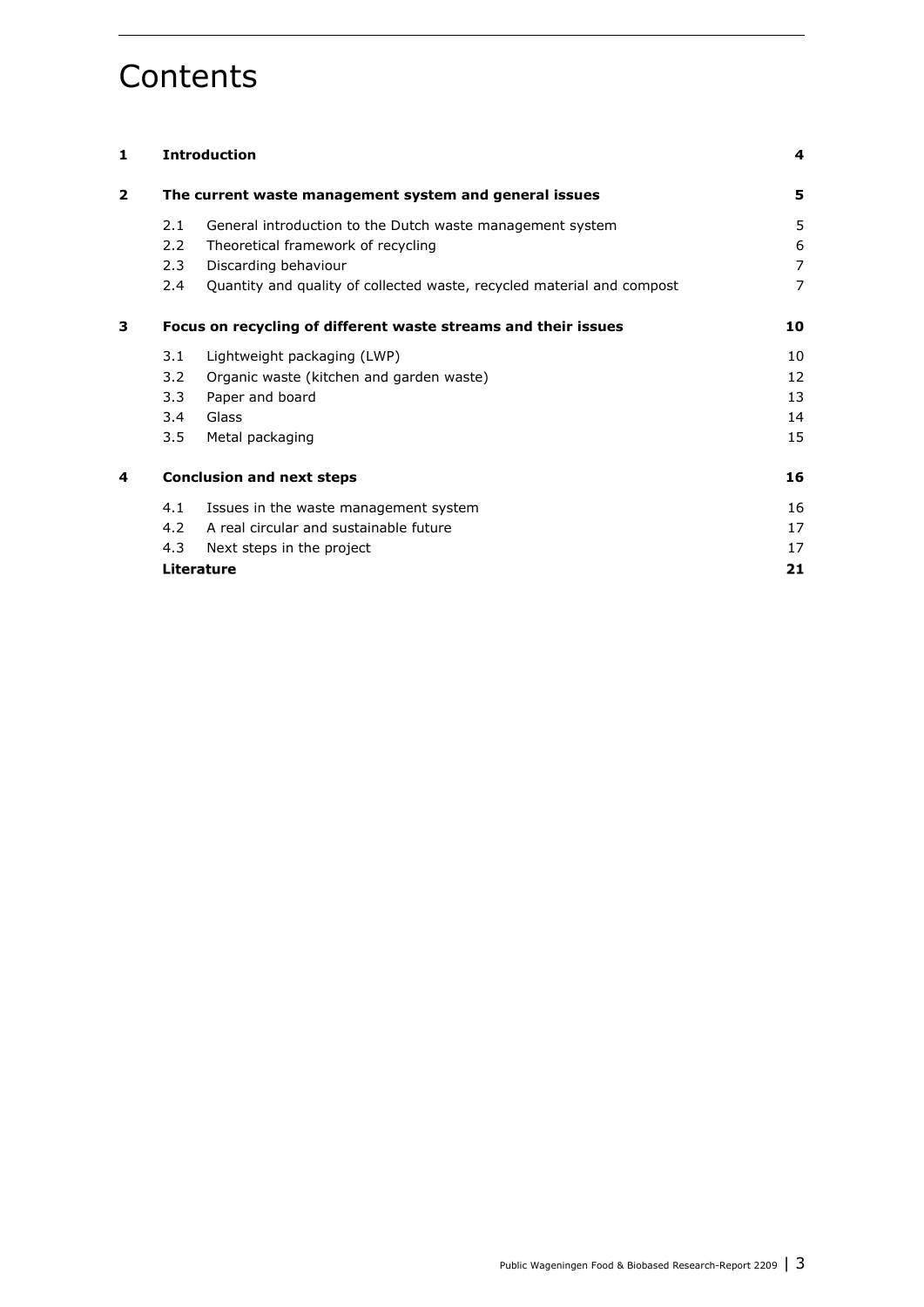# Contents

| | | | |
|---|---|---|---|
| **1** | **Introduction** | | **4** |
| **2** | **The current waste management system and general issues** | | **5** |
| | 2.1 | General introduction to the Dutch waste management system | 5 |
| | 2.2 | Theoretical framework of recycling | 6 |
| | 2.3 | Discarding behaviour | 7 |
| | 2.4 | Quantity and quality of collected waste, recycled material and compost | 7 |
| **3** | **Focus on recycling of different waste streams and their issues** | | **10** |
| | 3.1 | Lightweight packaging (LWP) | 10 |
| | 3.2 | Organic waste (kitchen and garden waste) | 12 |
| | 3.3 | Paper and board | 13 |
| | 3.4 | Glass | 14 |
| | 3.5 | Metal packaging | 15 |
| **4** | **Conclusion and next steps** | | **16** |
| | 4.1 | Issues in the waste management system | 16 |
| | 4.2 | A real circular and sustainable future | 17 |
| | 4.3 | Next steps in the project | 17 |
| | **Literature** | | **21** |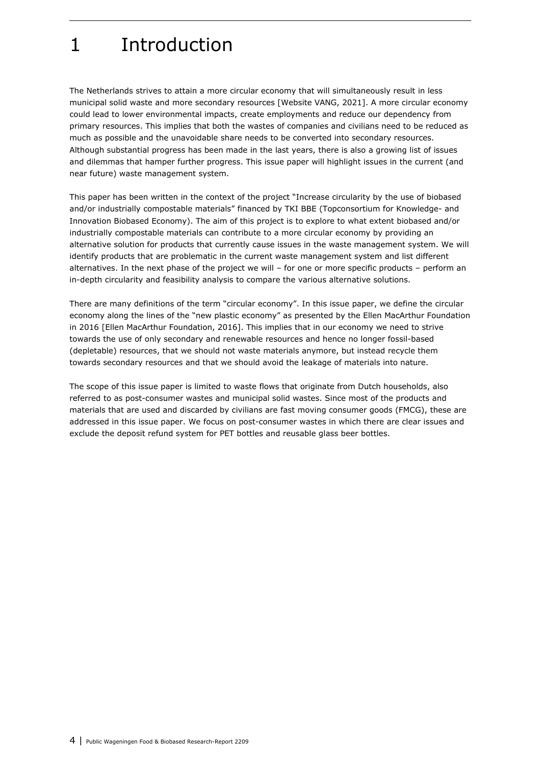# 1 Introduction

The Netherlands strives to attain a more circular economy that will simultaneously result in less municipal solid waste and more secondary resources [Website VANG, 2021]. A more circular economy could lead to lower environmental impacts, create employments and reduce our dependency from primary resources. This implies that both the wastes of companies and civilians need to be reduced as much as possible and the unavoidable share needs to be converted into secondary resources. Although substantial progress has been made in the last years, there is also a growing list of issues and dilemmas that hamper further progress. This issue paper will highlight issues in the current (and near future) waste management system.

This paper has been written in the context of the project "Increase circularity by the use of biobased and/or industrially compostable materials" financed by TKI BBE (Topconsortium for Knowledge- and Innovation Biobased Economy). The aim of this project is to explore to what extent biobased and/or industrially compostable materials can contribute to a more circular economy by providing an alternative solution for products that currently cause issues in the waste management system. We will identify products that are problematic in the current waste management system and list different alternatives. In the next phase of the project we will – for one or more specific products – perform an in-depth circularity and feasibility analysis to compare the various alternative solutions.

There are many definitions of the term "circular economy". In this issue paper, we define the circular economy along the lines of the "new plastic economy" as presented by the Ellen MacArthur Foundation in 2016 [Ellen MacArthur Foundation, 2016]. This implies that in our economy we need to strive towards the use of only secondary and renewable resources and hence no longer fossil-based (depletable) resources, that we should not waste materials anymore, but instead recycle them towards secondary resources and that we should avoid the leakage of materials into nature.

The scope of this issue paper is limited to waste flows that originate from Dutch households, also referred to as post-consumer wastes and municipal solid wastes. Since most of the products and materials that are used and discarded by civilians are fast moving consumer goods (FMCG), these are addressed in this issue paper. We focus on post-consumer wastes in which there are clear issues and exclude the deposit refund system for PET bottles and reusable glass beer bottles.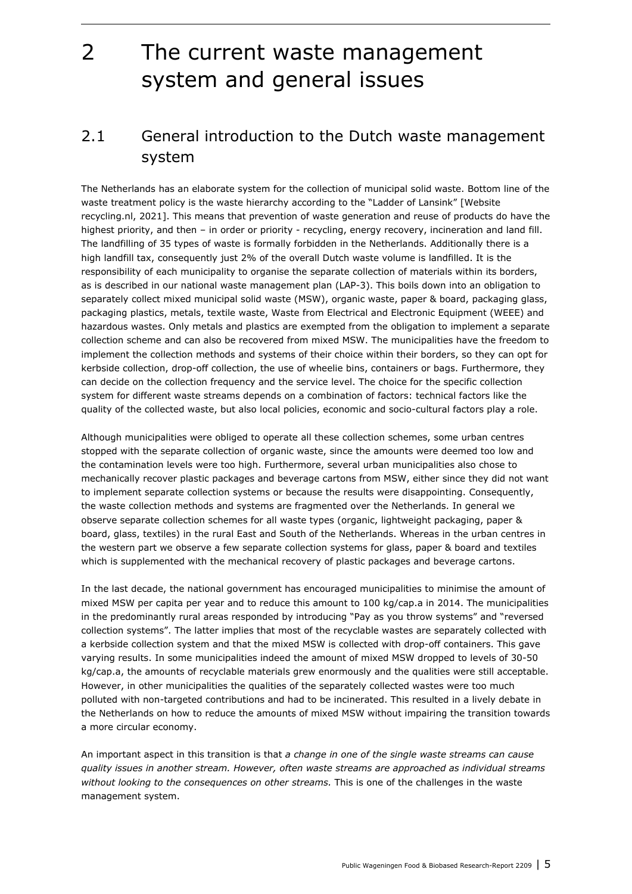# 2 The current waste management system and general issues

## 2.1 General introduction to the Dutch waste management system

The Netherlands has an elaborate system for the collection of municipal solid waste. Bottom line of the waste treatment policy is the waste hierarchy according to the "Ladder of Lansink" [Website recycling.nl, 2021]. This means that prevention of waste generation and reuse of products do have the highest priority, and then – in order or priority - recycling, energy recovery, incineration and land fill. The landfilling of 35 types of waste is formally forbidden in the Netherlands. Additionally there is a high landfill tax, consequently just 2% of the overall Dutch waste volume is landfilled. It is the responsibility of each municipality to organise the separate collection of materials within its borders, as is described in our national waste management plan (LAP-3). This boils down into an obligation to separately collect mixed municipal solid waste (MSW), organic waste, paper & board, packaging glass, packaging plastics, metals, textile waste, Waste from Electrical and Electronic Equipment (WEEE) and hazardous wastes. Only metals and plastics are exempted from the obligation to implement a separate collection scheme and can also be recovered from mixed MSW. The municipalities have the freedom to implement the collection methods and systems of their choice within their borders, so they can opt for kerbside collection, drop-off collection, the use of wheelie bins, containers or bags. Furthermore, they can decide on the collection frequency and the service level. The choice for the specific collection system for different waste streams depends on a combination of factors: technical factors like the quality of the collected waste, but also local policies, economic and socio-cultural factors play a role.

Although municipalities were obliged to operate all these collection schemes, some urban centres stopped with the separate collection of organic waste, since the amounts were deemed too low and the contamination levels were too high. Furthermore, several urban municipalities also chose to mechanically recover plastic packages and beverage cartons from MSW, either since they did not want to implement separate collection systems or because the results were disappointing. Consequently, the waste collection methods and systems are fragmented over the Netherlands. In general we observe separate collection schemes for all waste types (organic, lightweight packaging, paper & board, glass, textiles) in the rural East and South of the Netherlands. Whereas in the urban centres in the western part we observe a few separate collection systems for glass, paper & board and textiles which is supplemented with the mechanical recovery of plastic packages and beverage cartons.

In the last decade, the national government has encouraged municipalities to minimise the amount of mixed MSW per capita per year and to reduce this amount to 100 kg/cap.a in 2014. The municipalities in the predominantly rural areas responded by introducing "Pay as you throw systems" and "reversed collection systems". The latter implies that most of the recyclable wastes are separately collected with a kerbside collection system and that the mixed MSW is collected with drop-off containers. This gave varying results. In some municipalities indeed the amount of mixed MSW dropped to levels of 30-50 kg/cap.a, the amounts of recyclable materials grew enormously and the qualities were still acceptable. However, in other municipalities the qualities of the separately collected wastes were too much polluted with non-targeted contributions and had to be incinerated. This resulted in a lively debate in the Netherlands on how to reduce the amounts of mixed MSW without impairing the transition towards a more circular economy.

An important aspect in this transition is that *a change in one of the single waste streams can cause quality issues in another stream. However, often waste streams are approached as individual streams without looking to the consequences on other streams.* This is one of the challenges in the waste management system.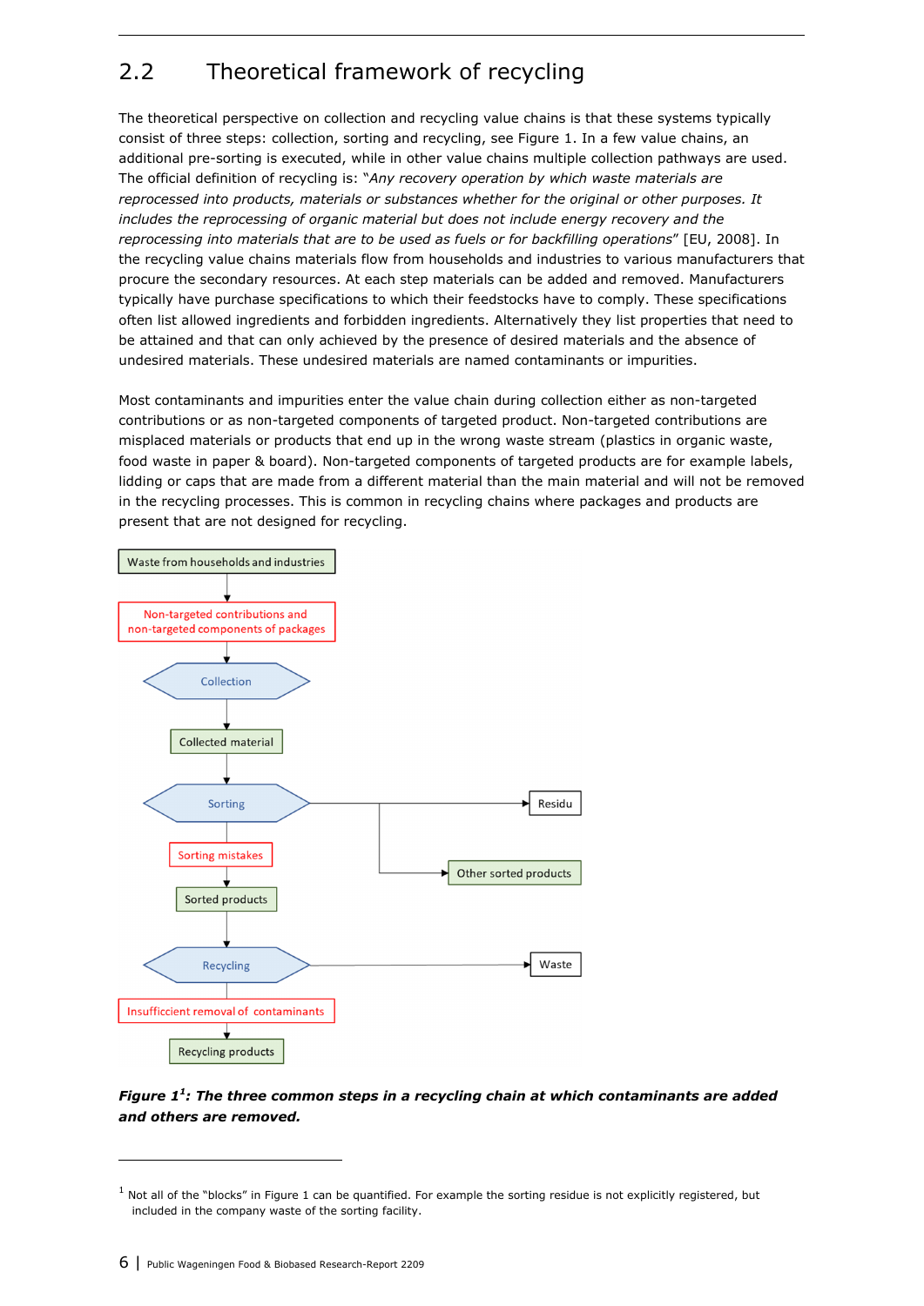## 2.2 Theoretical framework of recycling

The theoretical perspective on collection and recycling value chains is that these systems typically consist of three steps: collection, sorting and recycling, see Figure 1. In a few value chains, an additional pre-sorting is executed, while in other value chains multiple collection pathways are used. The official definition of recycling is: "*Any recovery operation by which waste materials are reprocessed into products, materials or substances whether for the original or other purposes. It includes the reprocessing of organic material but does not include energy recovery and the reprocessing into materials that are to be used as fuels or for backfilling operations*" [EU, 2008]. In the recycling value chains materials flow from households and industries to various manufacturers that procure the secondary resources. At each step materials can be added and removed. Manufacturers typically have purchase specifications to which their feedstocks have to comply. These specifications often list allowed ingredients and forbidden ingredients. Alternatively they list properties that need to be attained and that can only achieved by the presence of desired materials and the absence of undesired materials. These undesired materials are named contaminants or impurities.

Most contaminants and impurities enter the value chain during collection either as non-targeted contributions or as non-targeted components of targeted product. Non-targeted contributions are misplaced materials or products that end up in the wrong waste stream (plastics in organic waste, food waste in paper & board). Non-targeted components of targeted products are for example labels, lidding or caps that are made from a different material than the main material and will not be removed in the recycling processes. This is common in recycling chains where packages and products are present that are not designed for recycling.

Waste from households and industries → Non-targeted contributions and non-targeted components of packages → Collection → Collected material → Sorting (→ Residu; → Other sorted products) → Sorting mistakes → Sorted products → Recycling (→ Waste) → Insufficcient removal of contaminants → Recycling products

***Figure 1[1]: The three common steps in a recycling chain at which contaminants are added and others are removed.***

[1] Not all of the "blocks" in Figure 1 can be quantified. For example the sorting residue is not explicitly registered, but included in the company waste of the sorting facility.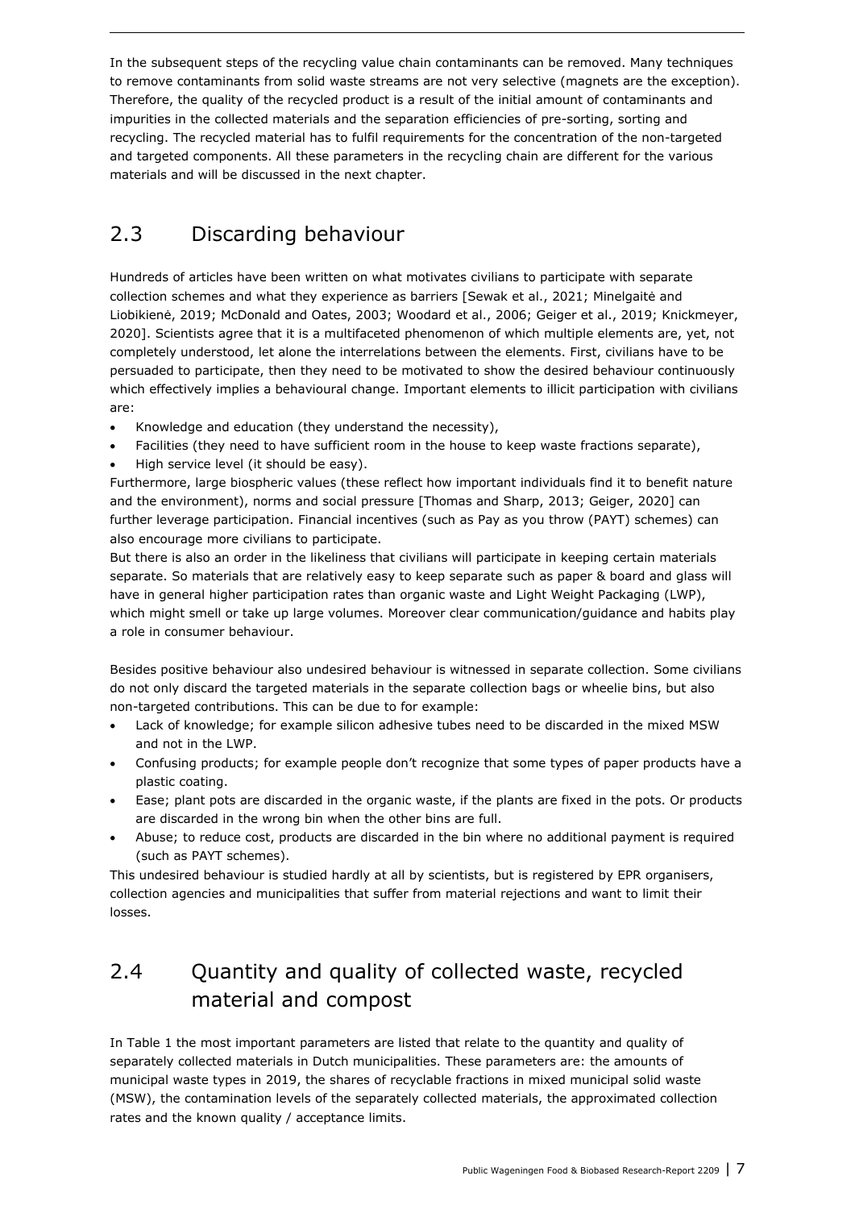In the subsequent steps of the recycling value chain contaminants can be removed. Many techniques to remove contaminants from solid waste streams are not very selective (magnets are the exception). Therefore, the quality of the recycled product is a result of the initial amount of contaminants and impurities in the collected materials and the separation efficiencies of pre-sorting, sorting and recycling. The recycled material has to fulfil requirements for the concentration of the non-targeted and targeted components. All these parameters in the recycling chain are different for the various materials and will be discussed in the next chapter.

## 2.3 Discarding behaviour

Hundreds of articles have been written on what motivates civilians to participate with separate collection schemes and what they experience as barriers [Sewak et al., 2021; Minelgaitė and Liobikienė, 2019; McDonald and Oates, 2003; Woodard et al., 2006; Geiger et al., 2019; Knickmeyer, 2020]. Scientists agree that it is a multifaceted phenomenon of which multiple elements are, yet, not completely understood, let alone the interrelations between the elements. First, civilians have to be persuaded to participate, then they need to be motivated to show the desired behaviour continuously which effectively implies a behavioural change. Important elements to illicit participation with civilians are:

- Knowledge and education (they understand the necessity),
- Facilities (they need to have sufficient room in the house to keep waste fractions separate),
- High service level (it should be easy).

Furthermore, large biospheric values (these reflect how important individuals find it to benefit nature and the environment), norms and social pressure [Thomas and Sharp, 2013; Geiger, 2020] can further leverage participation. Financial incentives (such as Pay as you throw (PAYT) schemes) can also encourage more civilians to participate.

But there is also an order in the likeliness that civilians will participate in keeping certain materials separate. So materials that are relatively easy to keep separate such as paper & board and glass will have in general higher participation rates than organic waste and Light Weight Packaging (LWP), which might smell or take up large volumes. Moreover clear communication/guidance and habits play a role in consumer behaviour.

Besides positive behaviour also undesired behaviour is witnessed in separate collection. Some civilians do not only discard the targeted materials in the separate collection bags or wheelie bins, but also non-targeted contributions. This can be due to for example:

- Lack of knowledge; for example silicon adhesive tubes need to be discarded in the mixed MSW and not in the LWP.
- Confusing products; for example people don't recognize that some types of paper products have a plastic coating.
- Ease; plant pots are discarded in the organic waste, if the plants are fixed in the pots. Or products are discarded in the wrong bin when the other bins are full.
- Abuse; to reduce cost, products are discarded in the bin where no additional payment is required (such as PAYT schemes).

This undesired behaviour is studied hardly at all by scientists, but is registered by EPR organisers, collection agencies and municipalities that suffer from material rejections and want to limit their losses.

## 2.4 Quantity and quality of collected waste, recycled material and compost

In Table 1 the most important parameters are listed that relate to the quantity and quality of separately collected materials in Dutch municipalities. These parameters are: the amounts of municipal waste types in 2019, the shares of recyclable fractions in mixed municipal solid waste (MSW), the contamination levels of the separately collected materials, the approximated collection rates and the known quality / acceptance limits.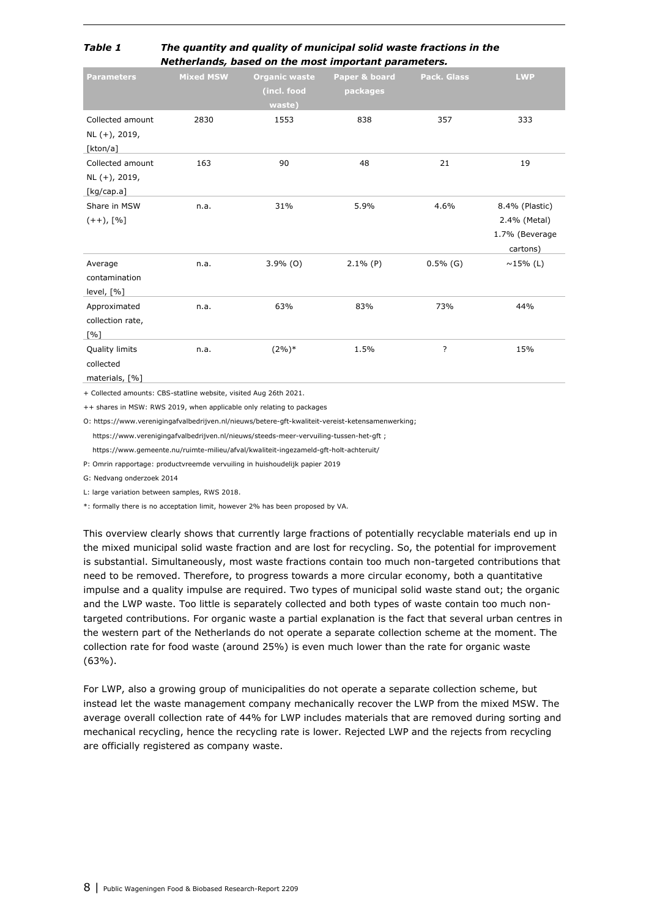*Table 1 The quantity and quality of municipal solid waste fractions in the Netherlands, based on the most important parameters.*

| Parameters | Mixed MSW | Organic waste (incl. food waste) | Paper & board packages | Pack. Glass | LWP |
|---|---|---|---|---|---|
| Collected amount NL (+), 2019, [kton/a] | 2830 | 1553 | 838 | 357 | 333 |
| Collected amount NL (+), 2019, [kg/cap.a] | 163 | 90 | 48 | 21 | 19 |
| Share in MSW (++), [%] | n.a. | 31% | 5.9% | 4.6% | 8.4% (Plastic) 2.4% (Metal) 1.7% (Beverage cartons) |
| Average contamination level, [%] | n.a. | 3.9% (O) | 2.1% (P) | 0.5% (G) | ~15% (L) |
| Approximated collection rate, [%] | n.a. | 63% | 83% | 73% | 44% |
| Quality limits collected materials, [%] | n.a. | (2%)* | 1.5% | ? | 15% |

+ Collected amounts: CBS-statline website, visited Aug 26th 2021.

++ shares in MSW: RWS 2019, when applicable only relating to packages

O: https://www.verenigingafvalbedrijven.nl/nieuws/betere-gft-kwaliteit-vereist-ketensamenwerking;
https://www.verenigingafvalbedrijven.nl/nieuws/steeds-meer-vervuiling-tussen-het-gft ;
https://www.gemeente.nu/ruimte-milieu/afval/kwaliteit-ingezameld-gft-holt-achteruit/

P: Omrin rapportage: productvreemde vervuiling in huishoudelijk papier 2019

G: Nedvang onderzoek 2014

L: large variation between samples, RWS 2018.

*: formally there is no acceptation limit, however 2% has been proposed by VA.

This overview clearly shows that currently large fractions of potentially recyclable materials end up in the mixed municipal solid waste fraction and are lost for recycling. So, the potential for improvement is substantial. Simultaneously, most waste fractions contain too much non-targeted contributions that need to be removed. Therefore, to progress towards a more circular economy, both a quantitative impulse and a quality impulse are required. Two types of municipal solid waste stand out; the organic and the LWP waste. Too little is separately collected and both types of waste contain too much non-targeted contributions. For organic waste a partial explanation is the fact that several urban centres in the western part of the Netherlands do not operate a separate collection scheme at the moment. The collection rate for food waste (around 25%) is even much lower than the rate for organic waste (63%).

For LWP, also a growing group of municipalities do not operate a separate collection scheme, but instead let the waste management company mechanically recover the LWP from the mixed MSW. The average overall collection rate of 44% for LWP includes materials that are removed during sorting and mechanical recycling, hence the recycling rate is lower. Rejected LWP and the rejects from recycling are officially registered as company waste.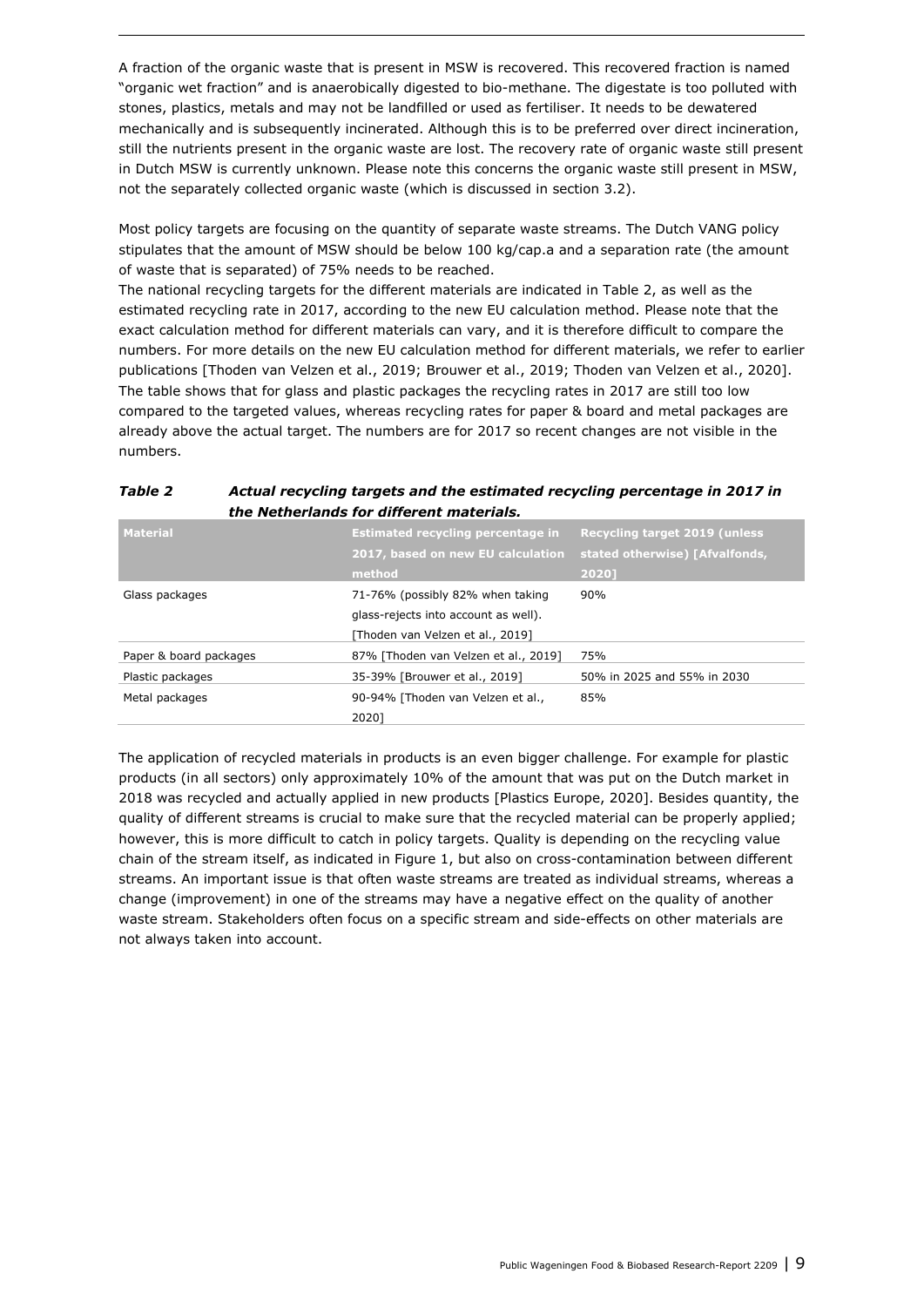A fraction of the organic waste that is present in MSW is recovered. This recovered fraction is named "organic wet fraction" and is anaerobically digested to bio-methane. The digestate is too polluted with stones, plastics, metals and may not be landfilled or used as fertiliser. It needs to be dewatered mechanically and is subsequently incinerated. Although this is to be preferred over direct incineration, still the nutrients present in the organic waste are lost. The recovery rate of organic waste still present in Dutch MSW is currently unknown. Please note this concerns the organic waste still present in MSW, not the separately collected organic waste (which is discussed in section 3.2).

Most policy targets are focusing on the quantity of separate waste streams. The Dutch VANG policy stipulates that the amount of MSW should be below 100 kg/cap.a and a separation rate (the amount of waste that is separated) of 75% needs to be reached.
The national recycling targets for the different materials are indicated in Table 2, as well as the estimated recycling rate in 2017, according to the new EU calculation method. Please note that the exact calculation method for different materials can vary, and it is therefore difficult to compare the numbers. For more details on the new EU calculation method for different materials, we refer to earlier publications [Thoden van Velzen et al., 2019; Brouwer et al., 2019; Thoden van Velzen et al., 2020]. The table shows that for glass and plastic packages the recycling rates in 2017 are still too low compared to the targeted values, whereas recycling rates for paper & board and metal packages are already above the actual target. The numbers are for 2017 so recent changes are not visible in the numbers.

***Table 2 Actual recycling targets and the estimated recycling percentage in 2017 in the Netherlands for different materials.***

| Material | Estimated recycling percentage in 2017, based on new EU calculation method | Recycling target 2019 (unless stated otherwise) [Afvalfonds, 2020] |
|---|---|---|
| Glass packages | 71-76% (possibly 82% when taking glass-rejects into account as well). [Thoden van Velzen et al., 2019] | 90% |
| Paper & board packages | 87% [Thoden van Velzen et al., 2019] | 75% |
| Plastic packages | 35-39% [Brouwer et al., 2019] | 50% in 2025 and 55% in 2030 |
| Metal packages | 90-94% [Thoden van Velzen et al., 2020] | 85% |

The application of recycled materials in products is an even bigger challenge. For example for plastic products (in all sectors) only approximately 10% of the amount that was put on the Dutch market in 2018 was recycled and actually applied in new products [Plastics Europe, 2020]. Besides quantity, the quality of different streams is crucial to make sure that the recycled material can be properly applied; however, this is more difficult to catch in policy targets. Quality is depending on the recycling value chain of the stream itself, as indicated in Figure 1, but also on cross-contamination between different streams. An important issue is that often waste streams are treated as individual streams, whereas a change (improvement) in one of the streams may have a negative effect on the quality of another waste stream. Stakeholders often focus on a specific stream and side-effects on other materials are not always taken into account.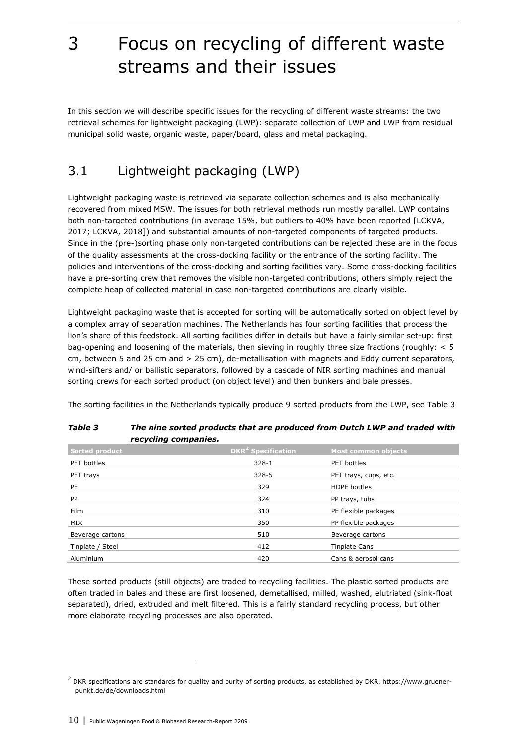# 3 Focus on recycling of different waste streams and their issues

In this section we will describe specific issues for the recycling of different waste streams: the two retrieval schemes for lightweight packaging (LWP): separate collection of LWP and LWP from residual municipal solid waste, organic waste, paper/board, glass and metal packaging.

## 3.1 Lightweight packaging (LWP)

Lightweight packaging waste is retrieved via separate collection schemes and is also mechanically recovered from mixed MSW. The issues for both retrieval methods run mostly parallel. LWP contains both non-targeted contributions (in average 15%, but outliers to 40% have been reported [LCKVA, 2017; LCKVA, 2018]) and substantial amounts of non-targeted components of targeted products. Since in the (pre-)sorting phase only non-targeted contributions can be rejected these are in the focus of the quality assessments at the cross-docking facility or the entrance of the sorting facility. The policies and interventions of the cross-docking and sorting facilities vary. Some cross-docking facilities have a pre-sorting crew that removes the visible non-targeted contributions, others simply reject the complete heap of collected material in case non-targeted contributions are clearly visible.

Lightweight packaging waste that is accepted for sorting will be automatically sorted on object level by a complex array of separation machines. The Netherlands has four sorting facilities that process the lion's share of this feedstock. All sorting facilities differ in details but have a fairly similar set-up: first bag-opening and loosening of the materials, then sieving in roughly three size fractions (roughly: < 5 cm, between 5 and 25 cm and > 25 cm), de-metallisation with magnets and Eddy current separators, wind-sifters and/ or ballistic separators, followed by a cascade of NIR sorting machines and manual sorting crews for each sorted product (on object level) and then bunkers and bale presses.

The sorting facilities in the Netherlands typically produce 9 sorted products from the LWP, see Table 3

***Table 3 The nine sorted products that are produced from Dutch LWP and traded with recycling companies.***

| Sorted product | DKR[2] Specification | Most common objects |
|---|---|---|
| PET bottles | 328-1 | PET bottles |
| PET trays | 328-5 | PET trays, cups, etc. |
| PE | 329 | HDPE bottles |
| PP | 324 | PP trays, tubs |
| Film | 310 | PE flexible packages |
| MIX | 350 | PP flexible packages |
| Beverage cartons | 510 | Beverage cartons |
| Tinplate / Steel | 412 | Tinplate Cans |
| Aluminium | 420 | Cans & aerosol cans |

These sorted products (still objects) are traded to recycling facilities. The plastic sorted products are often traded in bales and these are first loosened, demetallised, milled, washed, elutriated (sink-float separated), dried, extruded and melt filtered. This is a fairly standard recycling process, but other more elaborate recycling processes are also operated.

---

[2] DKR specifications are standards for quality and purity of sorting products, as established by DKR. https://www.gruener-punkt.de/de/downloads.html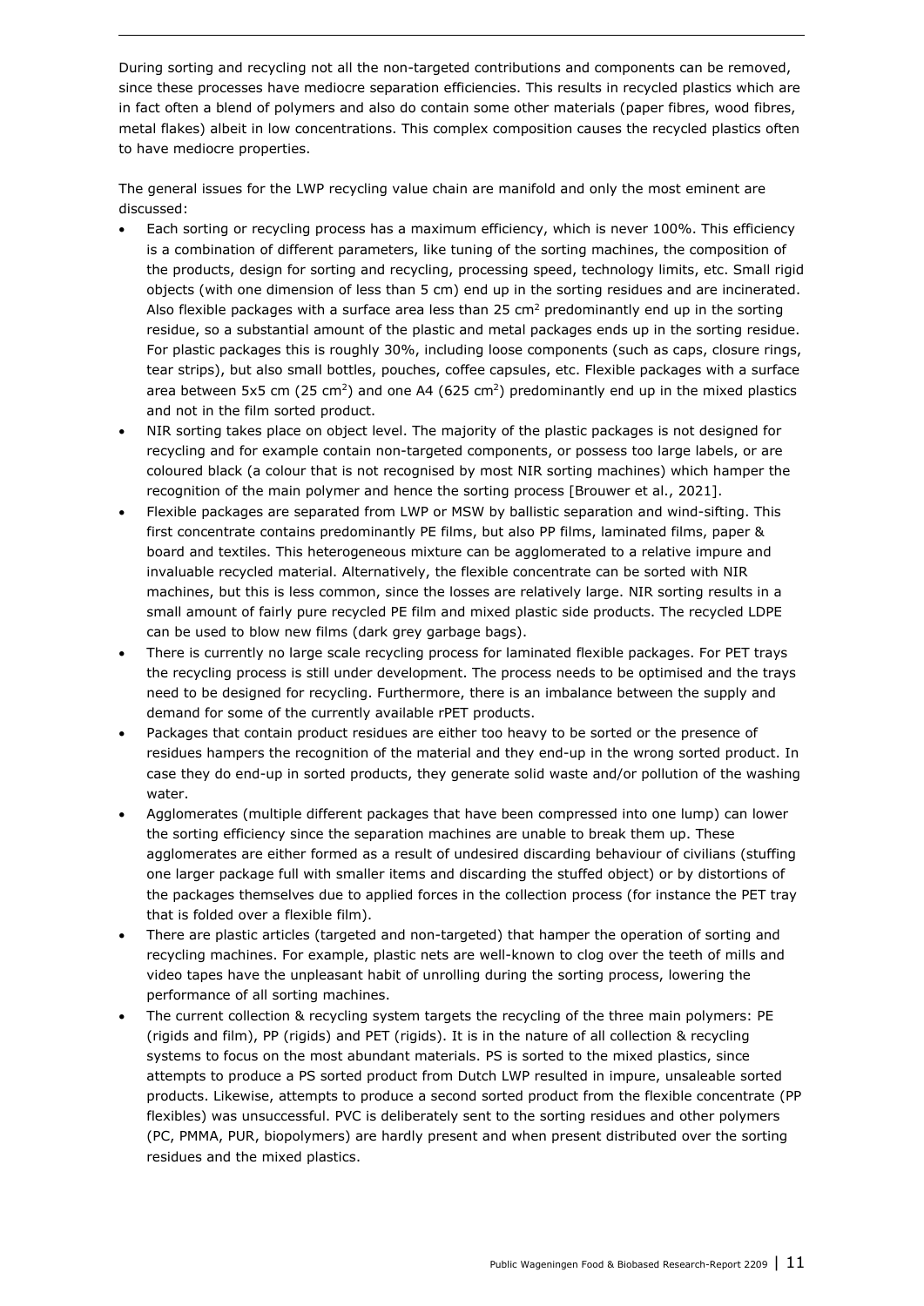During sorting and recycling not all the non-targeted contributions and components can be removed, since these processes have mediocre separation efficiencies. This results in recycled plastics which are in fact often a blend of polymers and also do contain some other materials (paper fibres, wood fibres, metal flakes) albeit in low concentrations. This complex composition causes the recycled plastics often to have mediocre properties.

The general issues for the LWP recycling value chain are manifold and only the most eminent are discussed:

- Each sorting or recycling process has a maximum efficiency, which is never 100%. This efficiency is a combination of different parameters, like tuning of the sorting machines, the composition of the products, design for sorting and recycling, processing speed, technology limits, etc. Small rigid objects (with one dimension of less than 5 cm) end up in the sorting residues and are incinerated. Also flexible packages with a surface area less than 25 $cm^2$ predominantly end up in the sorting residue, so a substantial amount of the plastic and metal packages ends up in the sorting residue. For plastic packages this is roughly 30%, including loose components (such as caps, closure rings, tear strips), but also small bottles, pouches, coffee capsules, etc. Flexible packages with a surface area between 5x5 cm (25 $cm^2$) and one A4 (625 $cm^2$) predominantly end up in the mixed plastics and not in the film sorted product.
- NIR sorting takes place on object level. The majority of the plastic packages is not designed for recycling and for example contain non-targeted components, or possess too large labels, or are coloured black (a colour that is not recognised by most NIR sorting machines) which hamper the recognition of the main polymer and hence the sorting process [Brouwer et al., 2021].
- Flexible packages are separated from LWP or MSW by ballistic separation and wind-sifting. This first concentrate contains predominantly PE films, but also PP films, laminated films, paper & board and textiles. This heterogeneous mixture can be agglomerated to a relative impure and invaluable recycled material. Alternatively, the flexible concentrate can be sorted with NIR machines, but this is less common, since the losses are relatively large. NIR sorting results in a small amount of fairly pure recycled PE film and mixed plastic side products. The recycled LDPE can be used to blow new films (dark grey garbage bags).
- There is currently no large scale recycling process for laminated flexible packages. For PET trays the recycling process is still under development. The process needs to be optimised and the trays need to be designed for recycling. Furthermore, there is an imbalance between the supply and demand for some of the currently available rPET products.
- Packages that contain product residues are either too heavy to be sorted or the presence of residues hampers the recognition of the material and they end-up in the wrong sorted product. In case they do end-up in sorted products, they generate solid waste and/or pollution of the washing water.
- Agglomerates (multiple different packages that have been compressed into one lump) can lower the sorting efficiency since the separation machines are unable to break them up. These agglomerates are either formed as a result of undesired discarding behaviour of civilians (stuffing one larger package full with smaller items and discarding the stuffed object) or by distortions of the packages themselves due to applied forces in the collection process (for instance the PET tray that is folded over a flexible film).
- There are plastic articles (targeted and non-targeted) that hamper the operation of sorting and recycling machines. For example, plastic nets are well-known to clog over the teeth of mills and video tapes have the unpleasant habit of unrolling during the sorting process, lowering the performance of all sorting machines.
- The current collection & recycling system targets the recycling of the three main polymers: PE (rigids and film), PP (rigids) and PET (rigids). It is in the nature of all collection & recycling systems to focus on the most abundant materials. PS is sorted to the mixed plastics, since attempts to produce a PS sorted product from Dutch LWP resulted in impure, unsaleable sorted products. Likewise, attempts to produce a second sorted product from the flexible concentrate (PP flexibles) was unsuccessful. PVC is deliberately sent to the sorting residues and other polymers (PC, PMMA, PUR, biopolymers) are hardly present and when present distributed over the sorting residues and the mixed plastics.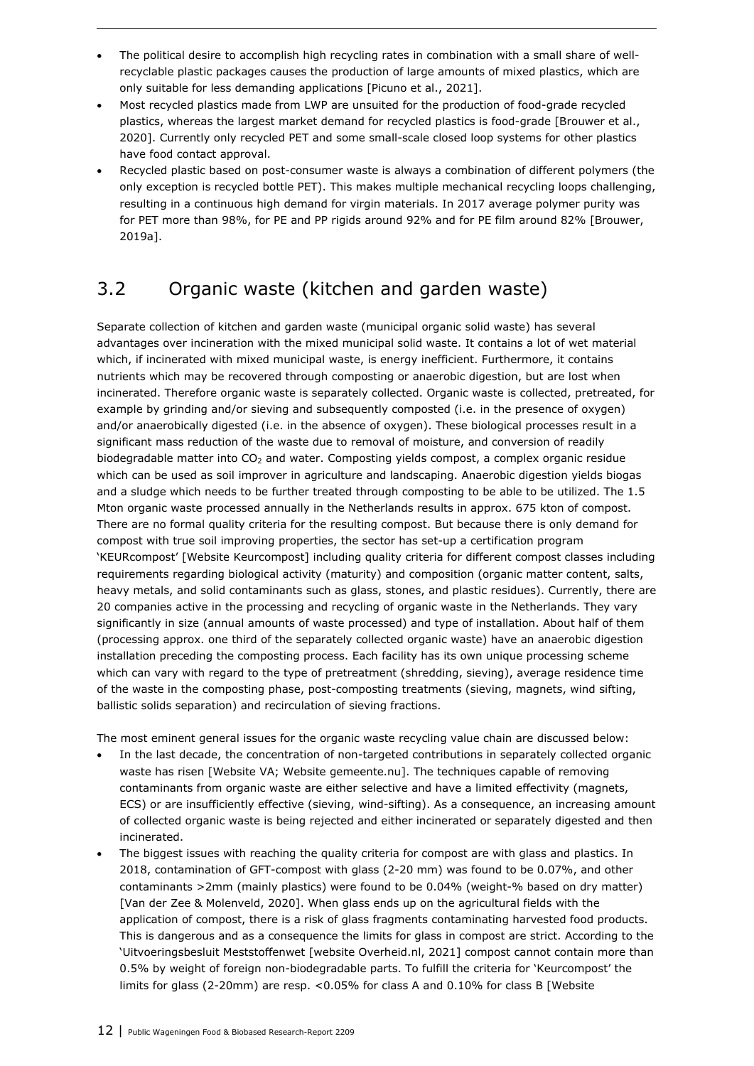- The political desire to accomplish high recycling rates in combination with a small share of well-recyclable plastic packages causes the production of large amounts of mixed plastics, which are only suitable for less demanding applications [Picuno et al., 2021].
- Most recycled plastics made from LWP are unsuited for the production of food-grade recycled plastics, whereas the largest market demand for recycled plastics is food-grade [Brouwer et al., 2020]. Currently only recycled PET and some small-scale closed loop systems for other plastics have food contact approval.
- Recycled plastic based on post-consumer waste is always a combination of different polymers (the only exception is recycled bottle PET). This makes multiple mechanical recycling loops challenging, resulting in a continuous high demand for virgin materials. In 2017 average polymer purity was for PET more than 98%, for PE and PP rigids around 92% and for PE film around 82% [Brouwer, 2019a].

## 3.2 Organic waste (kitchen and garden waste)

Separate collection of kitchen and garden waste (municipal organic solid waste) has several advantages over incineration with the mixed municipal solid waste. It contains a lot of wet material which, if incinerated with mixed municipal waste, is energy inefficient. Furthermore, it contains nutrients which may be recovered through composting or anaerobic digestion, but are lost when incinerated. Therefore organic waste is separately collected. Organic waste is collected, pretreated, for example by grinding and/or sieving and subsequently composted (i.e. in the presence of oxygen) and/or anaerobically digested (i.e. in the absence of oxygen). These biological processes result in a significant mass reduction of the waste due to removal of moisture, and conversion of readily biodegradable matter into $CO_2$ and water. Composting yields compost, a complex organic residue which can be used as soil improver in agriculture and landscaping. Anaerobic digestion yields biogas and a sludge which needs to be further treated through composting to be able to be utilized. The 1.5 Mton organic waste processed annually in the Netherlands results in approx. 675 kton of compost. There are no formal quality criteria for the resulting compost. But because there is only demand for compost with true soil improving properties, the sector has set-up a certification program 'KEURcompost' [Website Keurcompost] including quality criteria for different compost classes including requirements regarding biological activity (maturity) and composition (organic matter content, salts, heavy metals, and solid contaminants such as glass, stones, and plastic residues). Currently, there are 20 companies active in the processing and recycling of organic waste in the Netherlands. They vary significantly in size (annual amounts of waste processed) and type of installation. About half of them (processing approx. one third of the separately collected organic waste) have an anaerobic digestion installation preceding the composting process. Each facility has its own unique processing scheme which can vary with regard to the type of pretreatment (shredding, sieving), average residence time of the waste in the composting phase, post-composting treatments (sieving, magnets, wind sifting, ballistic solids separation) and recirculation of sieving fractions.

The most eminent general issues for the organic waste recycling value chain are discussed below:

- In the last decade, the concentration of non-targeted contributions in separately collected organic waste has risen [Website VA; Website gemeente.nu]. The techniques capable of removing contaminants from organic waste are either selective and have a limited effectivity (magnets, ECS) or are insufficiently effective (sieving, wind-sifting). As a consequence, an increasing amount of collected organic waste is being rejected and either incinerated or separately digested and then incinerated.
- The biggest issues with reaching the quality criteria for compost are with glass and plastics. In 2018, contamination of GFT-compost with glass (2-20 mm) was found to be 0.07%, and other contaminants >2mm (mainly plastics) were found to be 0.04% (weight-% based on dry matter) [Van der Zee & Molenveld, 2020]. When glass ends up on the agricultural fields with the application of compost, there is a risk of glass fragments contaminating harvested food products. This is dangerous and as a consequence the limits for glass in compost are strict. According to the 'Uitvoeringsbesluit Meststoffenwet [website Overheid.nl, 2021] compost cannot contain more than 0.5% by weight of foreign non-biodegradable parts. To fulfill the criteria for 'Keurcompost' the limits for glass (2-20mm) are resp. <0.05% for class A and 0.10% for class B [Website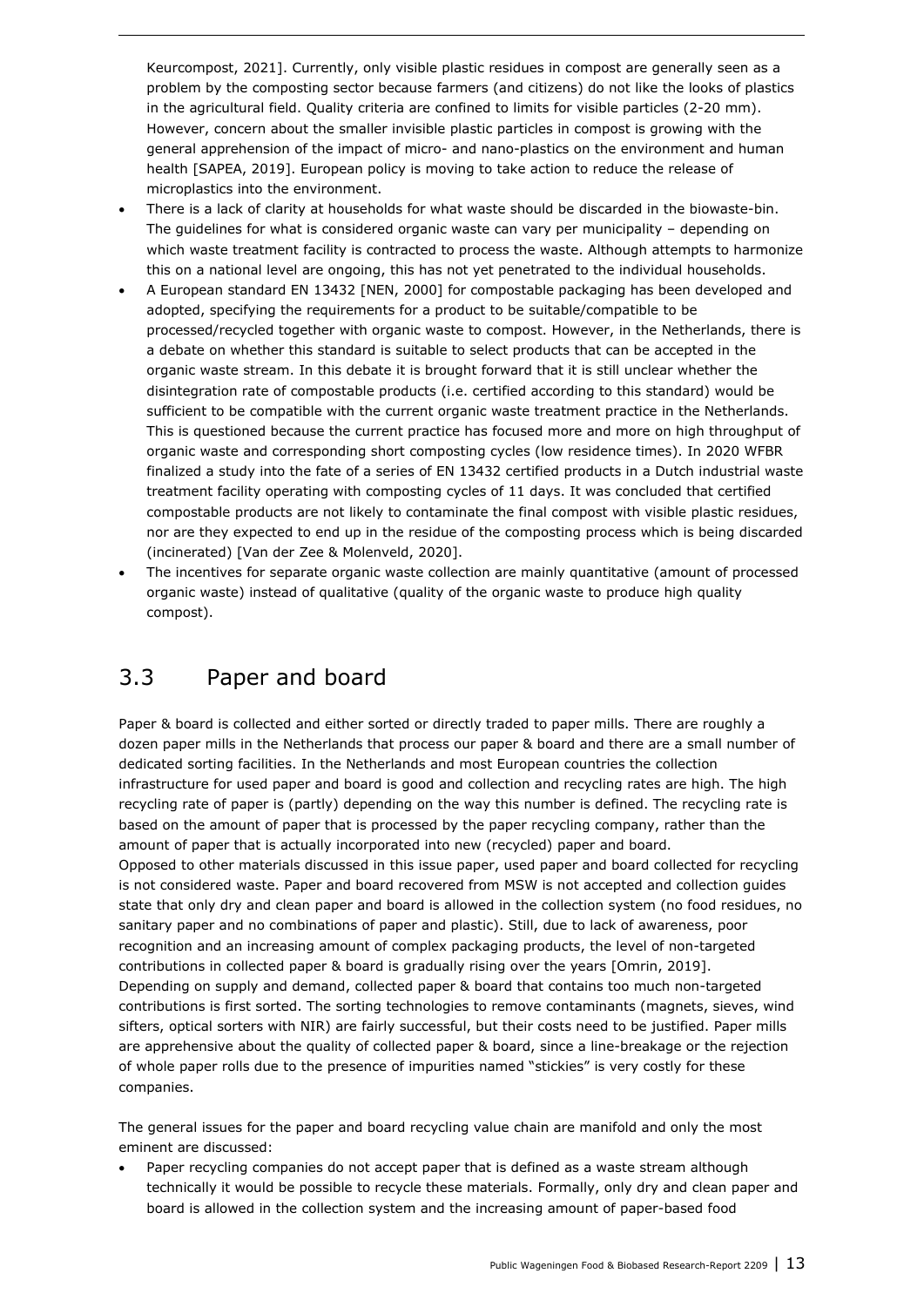Keurcompost, 2021]. Currently, only visible plastic residues in compost are generally seen as a problem by the composting sector because farmers (and citizens) do not like the looks of plastics in the agricultural field. Quality criteria are confined to limits for visible particles (2-20 mm). However, concern about the smaller invisible plastic particles in compost is growing with the general apprehension of the impact of micro- and nano-plastics on the environment and human health [SAPEA, 2019]. European policy is moving to take action to reduce the release of microplastics into the environment.

- There is a lack of clarity at households for what waste should be discarded in the biowaste-bin. The guidelines for what is considered organic waste can vary per municipality – depending on which waste treatment facility is contracted to process the waste. Although attempts to harmonize this on a national level are ongoing, this has not yet penetrated to the individual households.
- A European standard EN 13432 [NEN, 2000] for compostable packaging has been developed and adopted, specifying the requirements for a product to be suitable/compatible to be processed/recycled together with organic waste to compost. However, in the Netherlands, there is a debate on whether this standard is suitable to select products that can be accepted in the organic waste stream. In this debate it is brought forward that it is still unclear whether the disintegration rate of compostable products (i.e. certified according to this standard) would be sufficient to be compatible with the current organic waste treatment practice in the Netherlands. This is questioned because the current practice has focused more and more on high throughput of organic waste and corresponding short composting cycles (low residence times). In 2020 WFBR finalized a study into the fate of a series of EN 13432 certified products in a Dutch industrial waste treatment facility operating with composting cycles of 11 days. It was concluded that certified compostable products are not likely to contaminate the final compost with visible plastic residues, nor are they expected to end up in the residue of the composting process which is being discarded (incinerated) [Van der Zee & Molenveld, 2020].
- The incentives for separate organic waste collection are mainly quantitative (amount of processed organic waste) instead of qualitative (quality of the organic waste to produce high quality compost).

## 3.3 Paper and board

Paper & board is collected and either sorted or directly traded to paper mills. There are roughly a dozen paper mills in the Netherlands that process our paper & board and there are a small number of dedicated sorting facilities. In the Netherlands and most European countries the collection infrastructure for used paper and board is good and collection and recycling rates are high. The high recycling rate of paper is (partly) depending on the way this number is defined. The recycling rate is based on the amount of paper that is processed by the paper recycling company, rather than the amount of paper that is actually incorporated into new (recycled) paper and board.
Opposed to other materials discussed in this issue paper, used paper and board collected for recycling is not considered waste. Paper and board recovered from MSW is not accepted and collection guides state that only dry and clean paper and board is allowed in the collection system (no food residues, no sanitary paper and no combinations of paper and plastic). Still, due to lack of awareness, poor recognition and an increasing amount of complex packaging products, the level of non-targeted contributions in collected paper & board is gradually rising over the years [Omrin, 2019].
Depending on supply and demand, collected paper & board that contains too much non-targeted contributions is first sorted. The sorting technologies to remove contaminants (magnets, sieves, wind sifters, optical sorters with NIR) are fairly successful, but their costs need to be justified. Paper mills are apprehensive about the quality of collected paper & board, since a line-breakage or the rejection of whole paper rolls due to the presence of impurities named "stickies" is very costly for these companies.

The general issues for the paper and board recycling value chain are manifold and only the most eminent are discussed:

- Paper recycling companies do not accept paper that is defined as a waste stream although technically it would be possible to recycle these materials. Formally, only dry and clean paper and board is allowed in the collection system and the increasing amount of paper-based food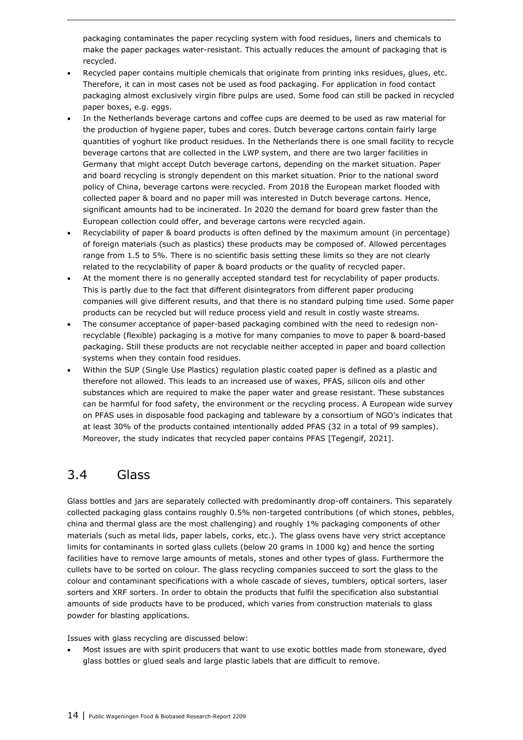packaging contaminates the paper recycling system with food residues, liners and chemicals to make the paper packages water-resistant. This actually reduces the amount of packaging that is recycled.

- Recycled paper contains multiple chemicals that originate from printing inks residues, glues, etc. Therefore, it can in most cases not be used as food packaging. For application in food contact packaging almost exclusively virgin fibre pulps are used. Some food can still be packed in recycled paper boxes, e.g. eggs.
- In the Netherlands beverage cartons and coffee cups are deemed to be used as raw material for the production of hygiene paper, tubes and cores. Dutch beverage cartons contain fairly large quantities of yoghurt like product residues. In the Netherlands there is one small facility to recycle beverage cartons that are collected in the LWP system, and there are two larger facilities in Germany that might accept Dutch beverage cartons, depending on the market situation. Paper and board recycling is strongly dependent on this market situation. Prior to the national sword policy of China, beverage cartons were recycled. From 2018 the European market flooded with collected paper & board and no paper mill was interested in Dutch beverage cartons. Hence, significant amounts had to be incinerated. In 2020 the demand for board grew faster than the European collection could offer, and beverage cartons were recycled again.
- Recyclability of paper & board products is often defined by the maximum amount (in percentage) of foreign materials (such as plastics) these products may be composed of. Allowed percentages range from 1.5 to 5%. There is no scientific basis setting these limits so they are not clearly related to the recyclability of paper & board products or the quality of recycled paper.
- At the moment there is no generally accepted standard test for recyclability of paper products. This is partly due to the fact that different disintegrators from different paper producing companies will give different results, and that there is no standard pulping time used. Some paper products can be recycled but will reduce process yield and result in costly waste streams.
- The consumer acceptance of paper-based packaging combined with the need to redesign non-recyclable (flexible) packaging is a motive for many companies to move to paper & board-based packaging. Still these products are not recyclable neither accepted in paper and board collection systems when they contain food residues.
- Within the SUP (Single Use Plastics) regulation plastic coated paper is defined as a plastic and therefore not allowed. This leads to an increased use of waxes, PFAS, silicon oils and other substances which are required to make the paper water and grease resistant. These substances can be harmful for food safety, the environment or the recycling process. A European wide survey on PFAS uses in disposable food packaging and tableware by a consortium of NGO's indicates that at least 30% of the products contained intentionally added PFAS (32 in a total of 99 samples). Moreover, the study indicates that recycled paper contains PFAS [Tegengif, 2021].

## 3.4 Glass

Glass bottles and jars are separately collected with predominantly drop-off containers. This separately collected packaging glass contains roughly 0.5% non-targeted contributions (of which stones, pebbles, china and thermal glass are the most challenging) and roughly 1% packaging components of other materials (such as metal lids, paper labels, corks, etc.). The glass ovens have very strict acceptance limits for contaminants in sorted glass cullets (below 20 grams in 1000 kg) and hence the sorting facilities have to remove large amounts of metals, stones and other types of glass. Furthermore the cullets have to be sorted on colour. The glass recycling companies succeed to sort the glass to the colour and contaminant specifications with a whole cascade of sieves, tumblers, optical sorters, laser sorters and XRF sorters. In order to obtain the products that fulfil the specification also substantial amounts of side products have to be produced, which varies from construction materials to glass powder for blasting applications.

Issues with glass recycling are discussed below:

- Most issues are with spirit producers that want to use exotic bottles made from stoneware, dyed glass bottles or glued seals and large plastic labels that are difficult to remove.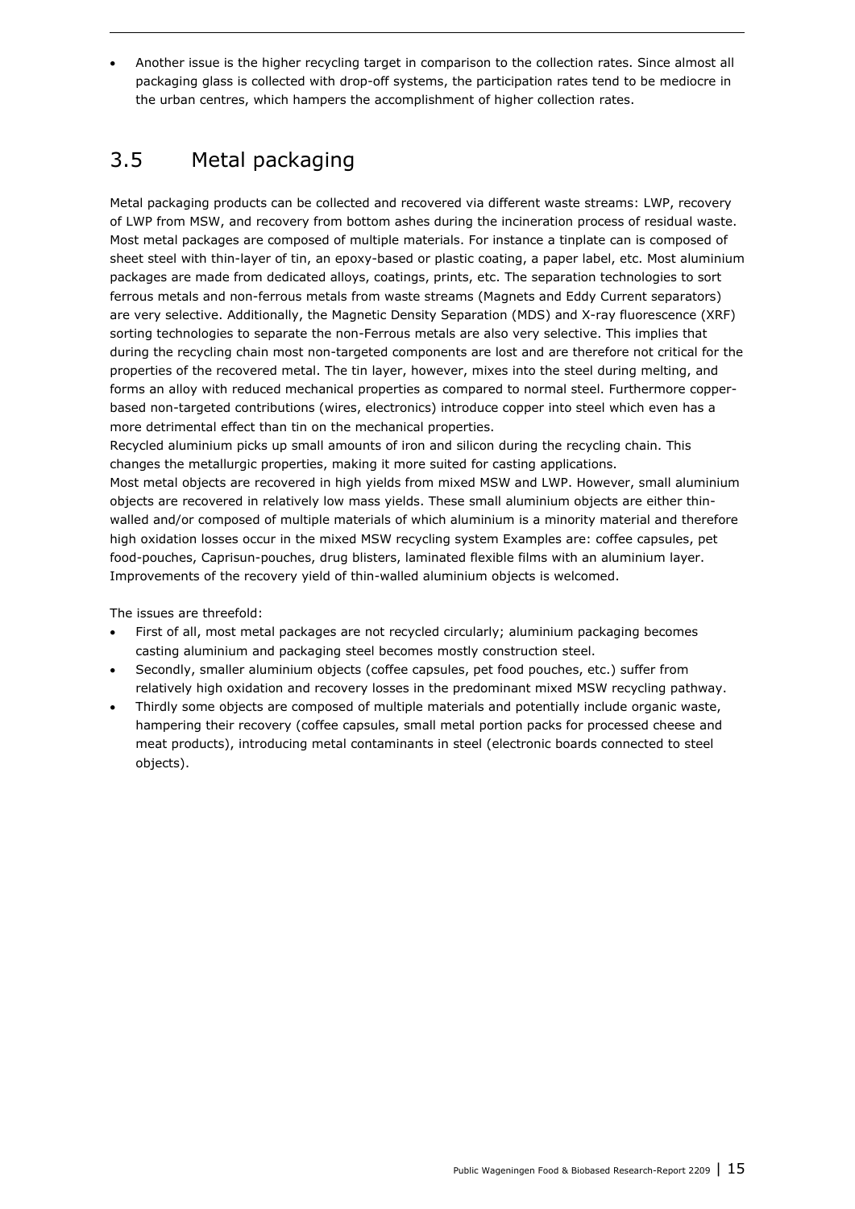- Another issue is the higher recycling target in comparison to the collection rates. Since almost all packaging glass is collected with drop-off systems, the participation rates tend to be mediocre in the urban centres, which hampers the accomplishment of higher collection rates.

## 3.5 Metal packaging

Metal packaging products can be collected and recovered via different waste streams: LWP, recovery of LWP from MSW, and recovery from bottom ashes during the incineration process of residual waste. Most metal packages are composed of multiple materials. For instance a tinplate can is composed of sheet steel with thin-layer of tin, an epoxy-based or plastic coating, a paper label, etc. Most aluminium packages are made from dedicated alloys, coatings, prints, etc. The separation technologies to sort ferrous metals and non-ferrous metals from waste streams (Magnets and Eddy Current separators) are very selective. Additionally, the Magnetic Density Separation (MDS) and X-ray fluorescence (XRF) sorting technologies to separate the non-Ferrous metals are also very selective. This implies that during the recycling chain most non-targeted components are lost and are therefore not critical for the properties of the recovered metal. The tin layer, however, mixes into the steel during melting, and forms an alloy with reduced mechanical properties as compared to normal steel. Furthermore copper-based non-targeted contributions (wires, electronics) introduce copper into steel which even has a more detrimental effect than tin on the mechanical properties.
Recycled aluminium picks up small amounts of iron and silicon during the recycling chain. This changes the metallurgic properties, making it more suited for casting applications.
Most metal objects are recovered in high yields from mixed MSW and LWP. However, small aluminium objects are recovered in relatively low mass yields. These small aluminium objects are either thin-walled and/or composed of multiple materials of which aluminium is a minority material and therefore high oxidation losses occur in the mixed MSW recycling system Examples are: coffee capsules, pet food-pouches, Caprisun-pouches, drug blisters, laminated flexible films with an aluminium layer. Improvements of the recovery yield of thin-walled aluminium objects is welcomed.

The issues are threefold:

- First of all, most metal packages are not recycled circularly; aluminium packaging becomes casting aluminium and packaging steel becomes mostly construction steel.
- Secondly, smaller aluminium objects (coffee capsules, pet food pouches, etc.) suffer from relatively high oxidation and recovery losses in the predominant mixed MSW recycling pathway.
- Thirdly some objects are composed of multiple materials and potentially include organic waste, hampering their recovery (coffee capsules, small metal portion packs for processed cheese and meat products), introducing metal contaminants in steel (electronic boards connected to steel objects).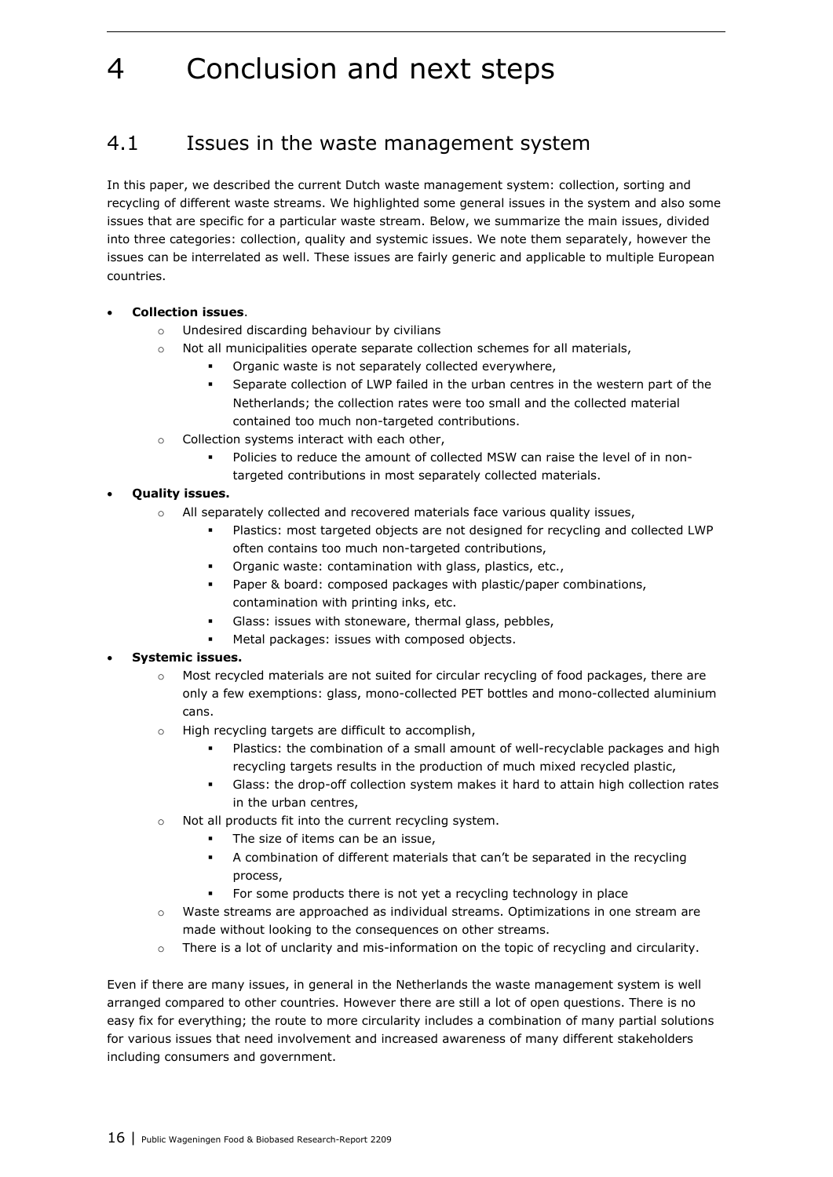# 4 Conclusion and next steps

## 4.1 Issues in the waste management system

In this paper, we described the current Dutch waste management system: collection, sorting and recycling of different waste streams. We highlighted some general issues in the system and also some issues that are specific for a particular waste stream. Below, we summarize the main issues, divided into three categories: collection, quality and systemic issues. We note them separately, however the issues can be interrelated as well. These issues are fairly generic and applicable to multiple European countries.

- **Collection issues**.
  - Undesired discarding behaviour by civilians
  - Not all municipalities operate separate collection schemes for all materials,
    - Organic waste is not separately collected everywhere,
    - Separate collection of LWP failed in the urban centres in the western part of the Netherlands; the collection rates were too small and the collected material contained too much non-targeted contributions.
  - Collection systems interact with each other,
    - Policies to reduce the amount of collected MSW can raise the level of in non-targeted contributions in most separately collected materials.
- **Quality issues.**
  - All separately collected and recovered materials face various quality issues,
    - Plastics: most targeted objects are not designed for recycling and collected LWP often contains too much non-targeted contributions,
    - Organic waste: contamination with glass, plastics, etc.,
    - Paper & board: composed packages with plastic/paper combinations, contamination with printing inks, etc.
    - Glass: issues with stoneware, thermal glass, pebbles,
    - Metal packages: issues with composed objects.
- **Systemic issues.**
  - Most recycled materials are not suited for circular recycling of food packages, there are only a few exemptions: glass, mono-collected PET bottles and mono-collected aluminium cans.
  - High recycling targets are difficult to accomplish,
    - Plastics: the combination of a small amount of well-recyclable packages and high recycling targets results in the production of much mixed recycled plastic,
    - Glass: the drop-off collection system makes it hard to attain high collection rates in the urban centres,
  - Not all products fit into the current recycling system.
    - The size of items can be an issue,
    - A combination of different materials that can't be separated in the recycling process,
    - For some products there is not yet a recycling technology in place
  - Waste streams are approached as individual streams. Optimizations in one stream are made without looking to the consequences on other streams.
  - There is a lot of unclarity and mis-information on the topic of recycling and circularity.

Even if there are many issues, in general in the Netherlands the waste management system is well arranged compared to other countries. However there are still a lot of open questions. There is no easy fix for everything; the route to more circularity includes a combination of many partial solutions for various issues that need involvement and increased awareness of many different stakeholders including consumers and government.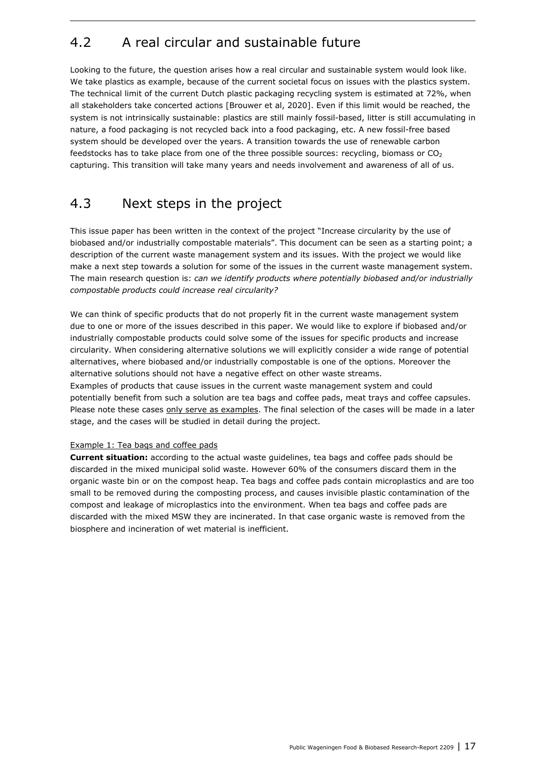## 4.2 A real circular and sustainable future

Looking to the future, the question arises how a real circular and sustainable system would look like. We take plastics as example, because of the current societal focus on issues with the plastics system. The technical limit of the current Dutch plastic packaging recycling system is estimated at 72%, when all stakeholders take concerted actions [Brouwer et al, 2020]. Even if this limit would be reached, the system is not intrinsically sustainable: plastics are still mainly fossil-based, litter is still accumulating in nature, a food packaging is not recycled back into a food packaging, etc. A new fossil-free based system should be developed over the years. A transition towards the use of renewable carbon feedstocks has to take place from one of the three possible sources: recycling, biomass or $CO_2$ capturing. This transition will take many years and needs involvement and awareness of all of us.

## 4.3 Next steps in the project

This issue paper has been written in the context of the project "Increase circularity by the use of biobased and/or industrially compostable materials". This document can be seen as a starting point; a description of the current waste management system and its issues. With the project we would like make a next step towards a solution for some of the issues in the current waste management system. The main research question is: *can we identify products where potentially biobased and/or industrially compostable products could increase real circularity?*

We can think of specific products that do not properly fit in the current waste management system due to one or more of the issues described in this paper. We would like to explore if biobased and/or industrially compostable products could solve some of the issues for specific products and increase circularity. When considering alternative solutions we will explicitly consider a wide range of potential alternatives, where biobased and/or industrially compostable is one of the options. Moreover the alternative solutions should not have a negative effect on other waste streams.
Examples of products that cause issues in the current waste management system and could potentially benefit from such a solution are tea bags and coffee pads, meat trays and coffee capsules. Please note these cases only serve as examples. The final selection of the cases will be made in a later stage, and the cases will be studied in detail during the project.

Example 1: Tea bags and coffee pads

**Current situation:** according to the actual waste guidelines, tea bags and coffee pads should be discarded in the mixed municipal solid waste. However 60% of the consumers discard them in the organic waste bin or on the compost heap. Tea bags and coffee pads contain microplastics and are too small to be removed during the composting process, and causes invisible plastic contamination of the compost and leakage of microplastics into the environment. When tea bags and coffee pads are discarded with the mixed MSW they are incinerated. In that case organic waste is removed from the biosphere and incineration of wet material is inefficient.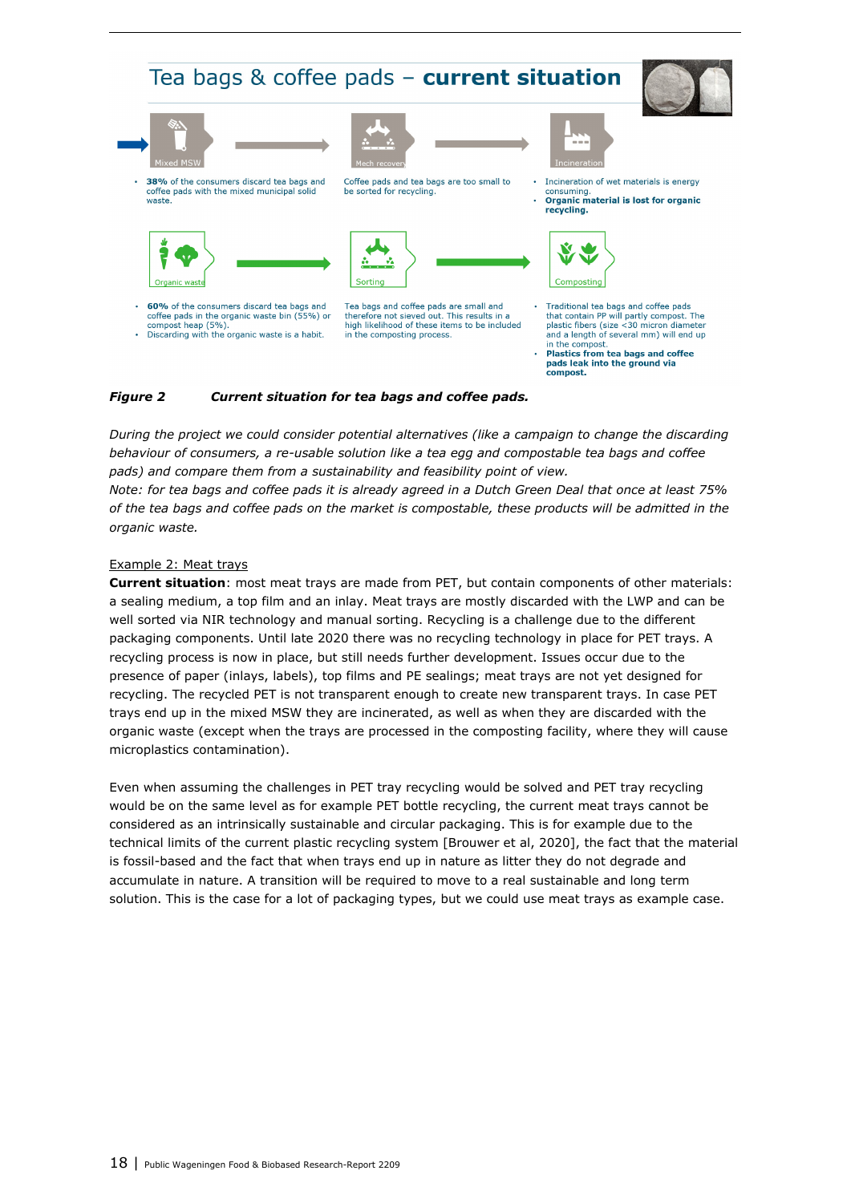## Tea bags & coffee pads – **current situation**

Mixed MSW → Mech recovery → Incineration

- **38%** of the consumers discard tea bags and coffee pads with the mixed municipal solid waste.

Coffee pads and tea bags are too small to be sorted for recycling.

- Incineration of wet materials is energy consuming.
- **Organic material is lost for organic recycling.**

Organic waste → Sorting → Composting

- **60%** of the consumers discard tea bags and coffee pads in the organic waste bin (55%) or compost heap (5%).
- Discarding with the organic waste is a habit.

Tea bags and coffee pads are small and therefore not sieved out. This results in a high likelihood of these items to be included in the composting process.

- Traditional tea bags and coffee pads that contain PP will partly compost. The plastic fibers (size <30 micron diameter and a length of several mm) will end up in the compost.
- **Plastics from tea bags and coffee pads leak into the ground via compost.**

***Figure 2 Current situation for tea bags and coffee pads.***

*During the project we could consider potential alternatives (like a campaign to change the discarding behaviour of consumers, a re-usable solution like a tea egg and compostable tea bags and coffee pads) and compare them from a sustainability and feasibility point of view.*
*Note: for tea bags and coffee pads it is already agreed in a Dutch Green Deal that once at least 75% of the tea bags and coffee pads on the market is compostable, these products will be admitted in the organic waste.*

Example 2: Meat trays

**Current situation**: most meat trays are made from PET, but contain components of other materials: a sealing medium, a top film and an inlay. Meat trays are mostly discarded with the LWP and can be well sorted via NIR technology and manual sorting. Recycling is a challenge due to the different packaging components. Until late 2020 there was no recycling technology in place for PET trays. A recycling process is now in place, but still needs further development. Issues occur due to the presence of paper (inlays, labels), top films and PE sealings; meat trays are not yet designed for recycling. The recycled PET is not transparent enough to create new transparent trays. In case PET trays end up in the mixed MSW they are incinerated, as well as when they are discarded with the organic waste (except when the trays are processed in the composting facility, where they will cause microplastics contamination).

Even when assuming the challenges in PET tray recycling would be solved and PET tray recycling would be on the same level as for example PET bottle recycling, the current meat trays cannot be considered as an intrinsically sustainable and circular packaging. This is for example due to the technical limits of the current plastic recycling system [Brouwer et al, 2020], the fact that the material is fossil-based and the fact that when trays end up in nature as litter they do not degrade and accumulate in nature. A transition will be required to move to a real sustainable and long term solution. This is the case for a lot of packaging types, but we could use meat trays as example case.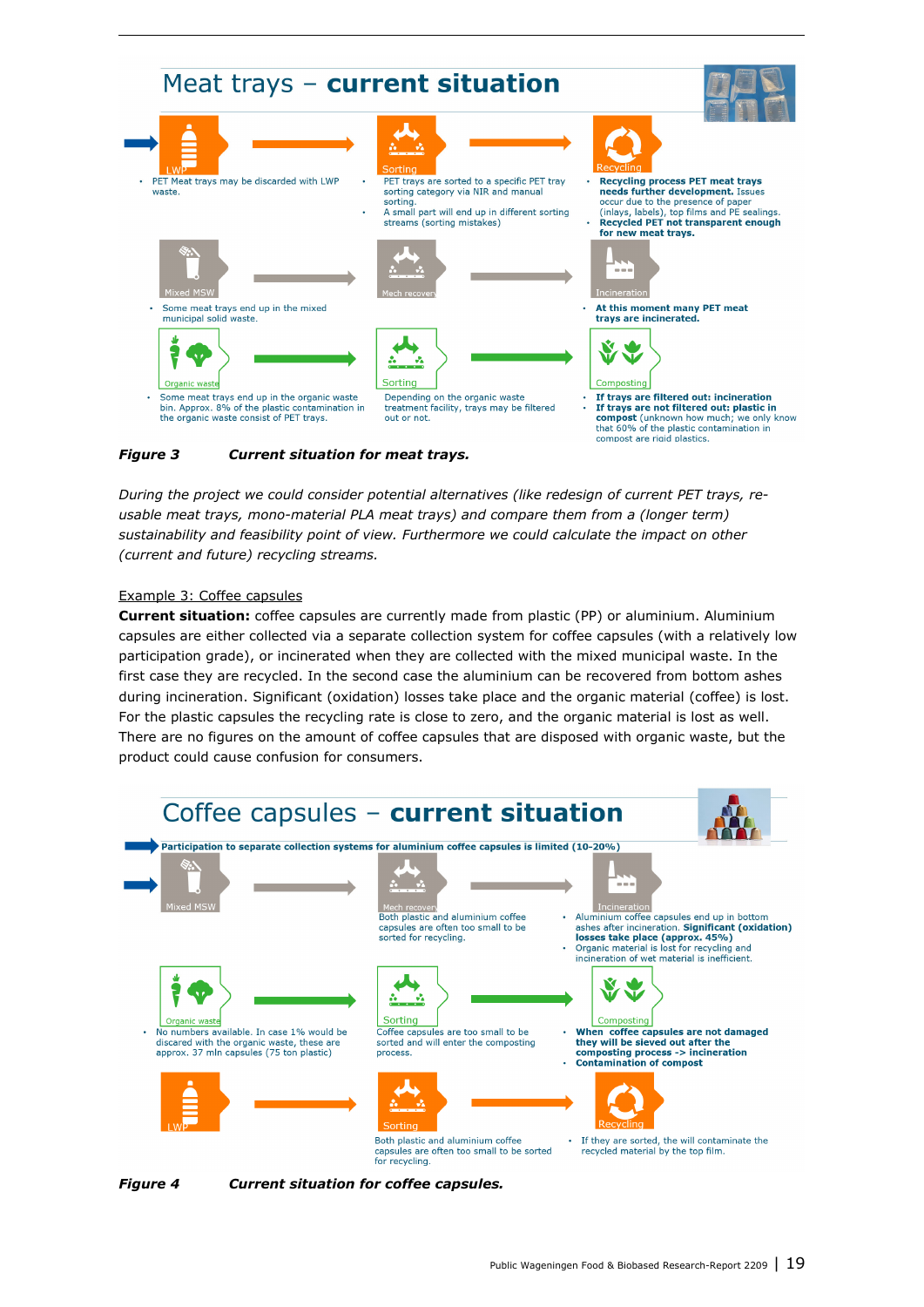# Meat trays – **current situation**

**LWP** → **Sorting** → **Recycling**

- PET Meat trays may be discarded with LWP waste.
- PET trays are sorted to a specific PET tray sorting category via NIR and manual sorting.
- A small part will end up in different sorting streams (sorting mistakes)
- **Recycling process PET meat trays needs further development.** Issues occur due to the presence of paper (inlays, labels), top films and PE sealings. **Recycled PET not transparent enough for new meat trays.**

**Mixed MSW** → **Mech recovery** → **Incineration**

- Some meat trays end up in the mixed municipal solid waste.
- **At this moment many PET meat trays are incinerated.**

**Organic waste** → **Sorting** → **Composting**

- Some meat trays end up in the organic waste bin. Approx. 8% of the plastic contamination in the organic waste consist of PET trays.
- Depending on the organic waste treatment facility, trays may be filtered out or not.
- **If trays are filtered out: incineration**
- **If trays are not filtered out: plastic in compost** (unknown how much; we only know that 60% of the plastic contamination in compost are rigid plastics.

***Figure 3*** ***Current situation for meat trays.***

*During the project we could consider potential alternatives (like redesign of current PET trays, re-usable meat trays, mono-material PLA meat trays) and compare them from a (longer term) sustainability and feasibility point of view. Furthermore we could calculate the impact on other (current and future) recycling streams.*

<u>Example 3: Coffee capsules</u>

**Current situation:** coffee capsules are currently made from plastic (PP) or aluminium. Aluminium capsules are either collected via a separate collection system for coffee capsules (with a relatively low participation grade), or incinerated when they are collected with the mixed municipal waste. In the first case they are recycled. In the second case the aluminium can be recovered from bottom ashes during incineration. Significant (oxidation) losses take place and the organic material (coffee) is lost. For the plastic capsules the recycling rate is close to zero, and the organic material is lost as well. There are no figures on the amount of coffee capsules that are disposed with organic waste, but the product could cause confusion for consumers.

# Coffee capsules – **current situation**

**Participation to separate collection systems for aluminium coffee capsules is limited (10-20%)**

**Mixed MSW** → **Mech recovery** → **Incineration**

- Both plastic and aluminium coffee capsules are often too small to be sorted for recycling.
- Aluminium coffee capsules end up in bottom ashes after incineration. **Significant (oxidation) losses take place (approx. 45%)**
- Organic material is lost for recycling and incineration of wet material is inefficient.

**Organic waste** → **Sorting** → **Composting**

- No numbers available. In case 1% would be discared with the organic waste, these are approx. 37 mln capsules (75 ton plastic)
- Coffee capsules are too small to be sorted and will enter the composting process.
- **When coffee capsules are not damaged they will be sieved out after the composting process -> incineration**
- **Contamination of compost**

**LWP** → **Sorting** → **Recycling**

- Both plastic and aluminium coffee capsules are often too small to be sorted for recycling.
- If they are sorted, the will contaminate the recycled material by the top film.

***Figure 4*** ***Current situation for coffee capsules.***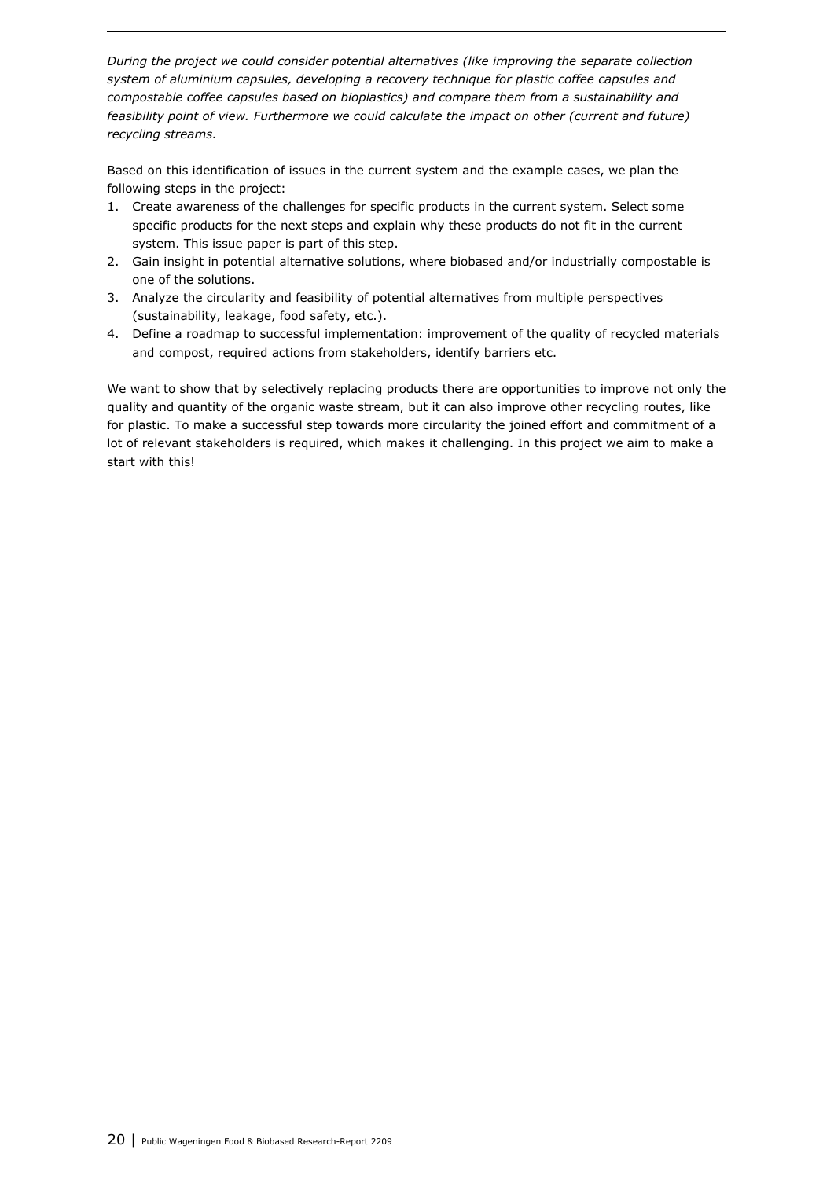*During the project we could consider potential alternatives (like improving the separate collection system of aluminium capsules, developing a recovery technique for plastic coffee capsules and compostable coffee capsules based on bioplastics) and compare them from a sustainability and feasibility point of view. Furthermore we could calculate the impact on other (current and future) recycling streams.*

Based on this identification of issues in the current system and the example cases, we plan the following steps in the project:

1. Create awareness of the challenges for specific products in the current system. Select some specific products for the next steps and explain why these products do not fit in the current system. This issue paper is part of this step.
2. Gain insight in potential alternative solutions, where biobased and/or industrially compostable is one of the solutions.
3. Analyze the circularity and feasibility of potential alternatives from multiple perspectives (sustainability, leakage, food safety, etc.).
4. Define a roadmap to successful implementation: improvement of the quality of recycled materials and compost, required actions from stakeholders, identify barriers etc.

We want to show that by selectively replacing products there are opportunities to improve not only the quality and quantity of the organic waste stream, but it can also improve other recycling routes, like for plastic. To make a successful step towards more circularity the joined effort and commitment of a lot of relevant stakeholders is required, which makes it challenging. In this project we aim to make a start with this!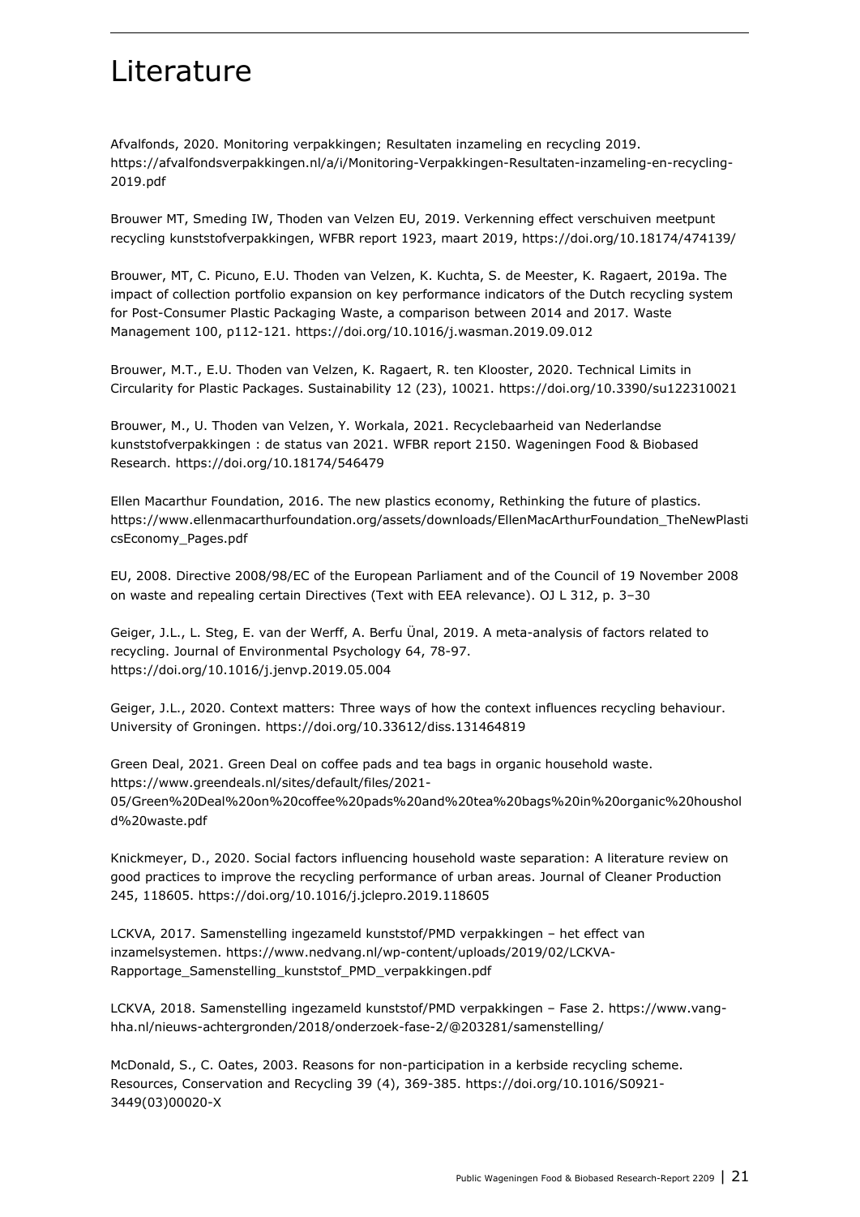# Literature

Afvalfonds, 2020. Monitoring verpakkingen; Resultaten inzameling en recycling 2019. https://afvalfondsverpakkingen.nl/a/i/Monitoring-Verpakkingen-Resultaten-inzameling-en-recycling-2019.pdf

Brouwer MT, Smeding IW, Thoden van Velzen EU, 2019. Verkenning effect verschuiven meetpunt recycling kunststofverpakkingen, WFBR report 1923, maart 2019, https://doi.org/10.18174/474139/

Brouwer, MT, C. Picuno, E.U. Thoden van Velzen, K. Kuchta, S. de Meester, K. Ragaert, 2019a. The impact of collection portfolio expansion on key performance indicators of the Dutch recycling system for Post-Consumer Plastic Packaging Waste, a comparison between 2014 and 2017. Waste Management 100, p112-121. https://doi.org/10.1016/j.wasman.2019.09.012

Brouwer, M.T., E.U. Thoden van Velzen, K. Ragaert, R. ten Klooster, 2020. Technical Limits in Circularity for Plastic Packages. Sustainability 12 (23), 10021. https://doi.org/10.3390/su122310021

Brouwer, M., U. Thoden van Velzen, Y. Workala, 2021. Recyclebaarheid van Nederlandse kunststofverpakkingen : de status van 2021. WFBR report 2150. Wageningen Food & Biobased Research. https://doi.org/10.18174/546479

Ellen Macarthur Foundation, 2016. The new plastics economy, Rethinking the future of plastics. https://www.ellenmacarthurfoundation.org/assets/downloads/EllenMacArthurFoundation_TheNewPlasticsEconomy_Pages.pdf

EU, 2008. Directive 2008/98/EC of the European Parliament and of the Council of 19 November 2008 on waste and repealing certain Directives (Text with EEA relevance). OJ L 312, p. 3–30

Geiger, J.L., L. Steg, E. van der Werff, A. Berfu Ünal, 2019. A meta-analysis of factors related to recycling. Journal of Environmental Psychology 64, 78-97. https://doi.org/10.1016/j.jenvp.2019.05.004

Geiger, J.L., 2020. Context matters: Three ways of how the context influences recycling behaviour. University of Groningen. https://doi.org/10.33612/diss.131464819

Green Deal, 2021. Green Deal on coffee pads and tea bags in organic household waste. https://www.greendeals.nl/sites/default/files/2021-05/Green%20Deal%20on%20coffee%20pads%20and%20tea%20bags%20in%20organic%20household%20waste.pdf

Knickmeyer, D., 2020. Social factors influencing household waste separation: A literature review on good practices to improve the recycling performance of urban areas. Journal of Cleaner Production 245, 118605. https://doi.org/10.1016/j.jclepro.2019.118605

LCKVA, 2017. Samenstelling ingezameld kunststof/PMD verpakkingen – het effect van inzamelsystemen. https://www.nedvang.nl/wp-content/uploads/2019/02/LCKVA-Rapportage_Samenstelling_kunststof_PMD_verpakkingen.pdf

LCKVA, 2018. Samenstelling ingezameld kunststof/PMD verpakkingen – Fase 2. https://www.vang-hha.nl/nieuws-achtergronden/2018/onderzoek-fase-2/@203281/samenstelling/

McDonald, S., C. Oates, 2003. Reasons for non-participation in a kerbside recycling scheme. Resources, Conservation and Recycling 39 (4), 369-385. https://doi.org/10.1016/S0921-3449(03)00020-X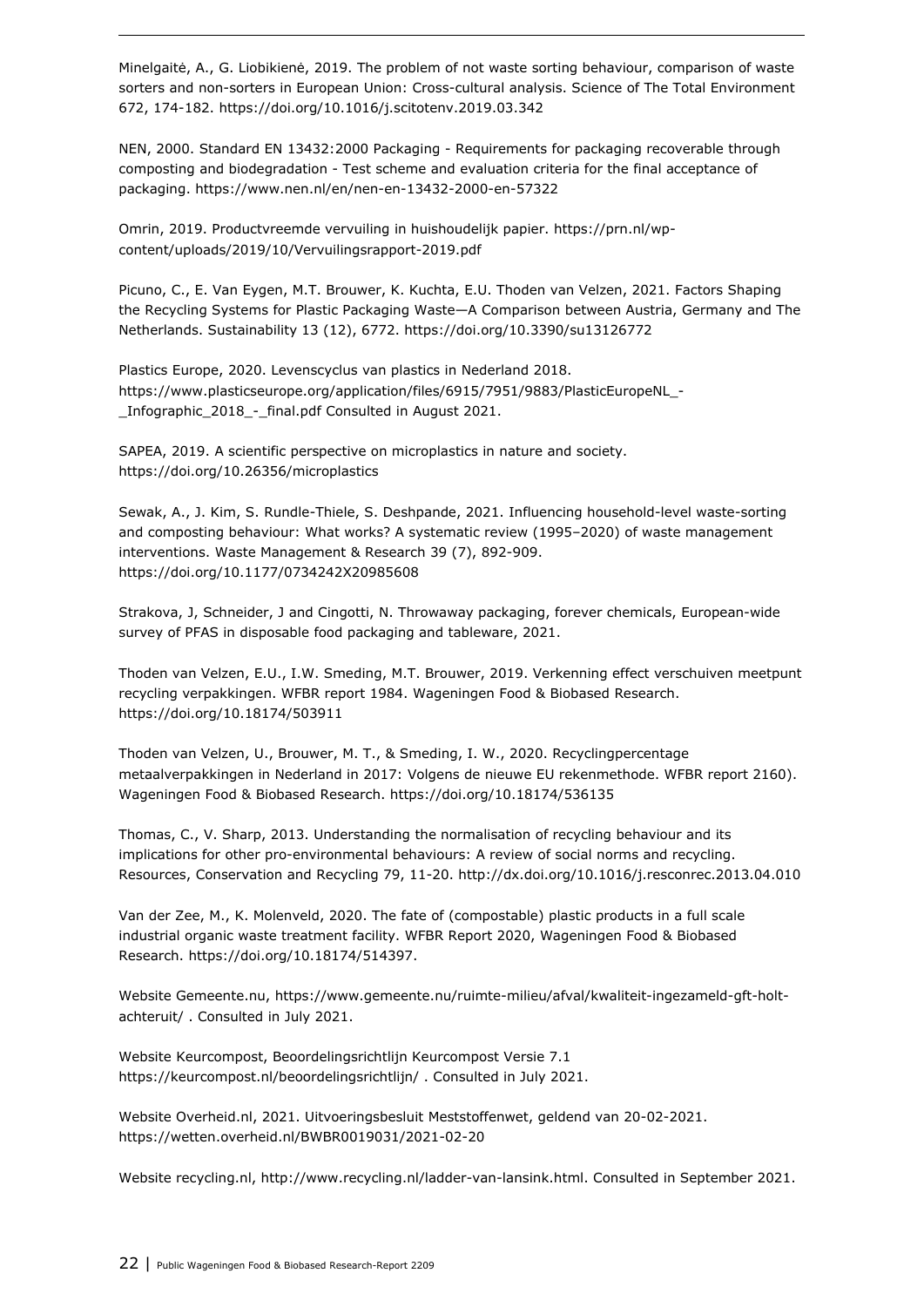Minelgaitė, A., G. Liobikienė, 2019. The problem of not waste sorting behaviour, comparison of waste sorters and non-sorters in European Union: Cross-cultural analysis. Science of The Total Environment 672, 174-182. https://doi.org/10.1016/j.scitotenv.2019.03.342

NEN, 2000. Standard EN 13432:2000 Packaging - Requirements for packaging recoverable through composting and biodegradation - Test scheme and evaluation criteria for the final acceptance of packaging. https://www.nen.nl/en/nen-en-13432-2000-en-57322

Omrin, 2019. Productvreemde vervuiling in huishoudelijk papier. https://prn.nl/wp-content/uploads/2019/10/Vervuilingsrapport-2019.pdf

Picuno, C., E. Van Eygen, M.T. Brouwer, K. Kuchta, E.U. Thoden van Velzen, 2021. Factors Shaping the Recycling Systems for Plastic Packaging Waste—A Comparison between Austria, Germany and The Netherlands. Sustainability 13 (12), 6772. https://doi.org/10.3390/su13126772

Plastics Europe, 2020. Levenscyclus van plastics in Nederland 2018. https://www.plasticseurope.org/application/files/6915/7951/9883/PlasticEuropeNL_-_Infographic_2018_-_final.pdf Consulted in August 2021.

SAPEA, 2019. A scientific perspective on microplastics in nature and society. https://doi.org/10.26356/microplastics

Sewak, A., J. Kim, S. Rundle-Thiele, S. Deshpande, 2021. Influencing household-level waste-sorting and composting behaviour: What works? A systematic review (1995–2020) of waste management interventions. Waste Management & Research 39 (7), 892-909. https://doi.org/10.1177/0734242X20985608

Strakova, J, Schneider, J and Cingotti, N. Throwaway packaging, forever chemicals, European-wide survey of PFAS in disposable food packaging and tableware, 2021.

Thoden van Velzen, E.U., I.W. Smeding, M.T. Brouwer, 2019. Verkenning effect verschuiven meetpunt recycling verpakkingen. WFBR report 1984. Wageningen Food & Biobased Research. https://doi.org/10.18174/503911

Thoden van Velzen, U., Brouwer, M. T., & Smeding, I. W., 2020. Recyclingpercentage metaalverpakkingen in Nederland in 2017: Volgens de nieuwe EU rekenmethode. WFBR report 2160). Wageningen Food & Biobased Research. https://doi.org/10.18174/536135

Thomas, C., V. Sharp, 2013. Understanding the normalisation of recycling behaviour and its implications for other pro-environmental behaviours: A review of social norms and recycling. Resources, Conservation and Recycling 79, 11-20. http://dx.doi.org/10.1016/j.resconrec.2013.04.010

Van der Zee, M., K. Molenveld, 2020. The fate of (compostable) plastic products in a full scale industrial organic waste treatment facility. WFBR Report 2020, Wageningen Food & Biobased Research. https://doi.org/10.18174/514397.

Website Gemeente.nu, https://www.gemeente.nu/ruimte-milieu/afval/kwaliteit-ingezameld-gft-holt-achteruit/ . Consulted in July 2021.

Website Keurcompost, Beoordelingsrichtlijn Keurcompost Versie 7.1 https://keurcompost.nl/beoordelingsrichtlijn/ . Consulted in July 2021.

Website Overheid.nl, 2021. Uitvoeringsbesluit Meststoffenwet, geldend van 20-02-2021. https://wetten.overheid.nl/BWBR0019031/2021-02-20

Website recycling.nl, http://www.recycling.nl/ladder-van-lansink.html. Consulted in September 2021.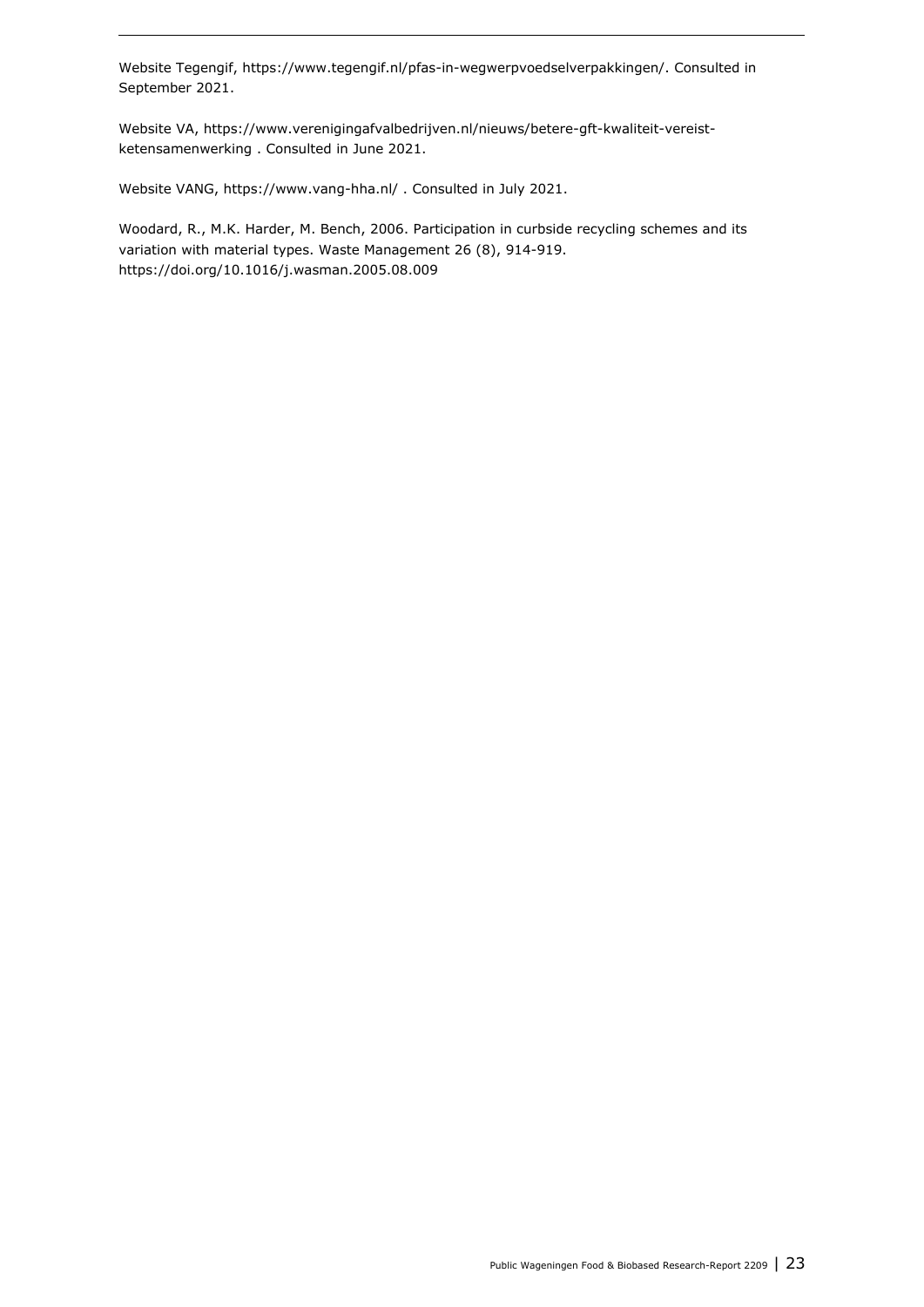Website Tegengif, https://www.tegengif.nl/pfas-in-wegwerpvoedselverpakkingen/. Consulted in September 2021.

Website VA, https://www.verenigingafvalbedrijven.nl/nieuws/betere-gft-kwaliteit-vereist-ketensamenwerking . Consulted in June 2021.

Website VANG, https://www.vang-hha.nl/ . Consulted in July 2021.

Woodard, R., M.K. Harder, M. Bench, 2006. Participation in curbside recycling schemes and its variation with material types. Waste Management 26 (8), 914-919. https://doi.org/10.1016/j.wasman.2005.08.009